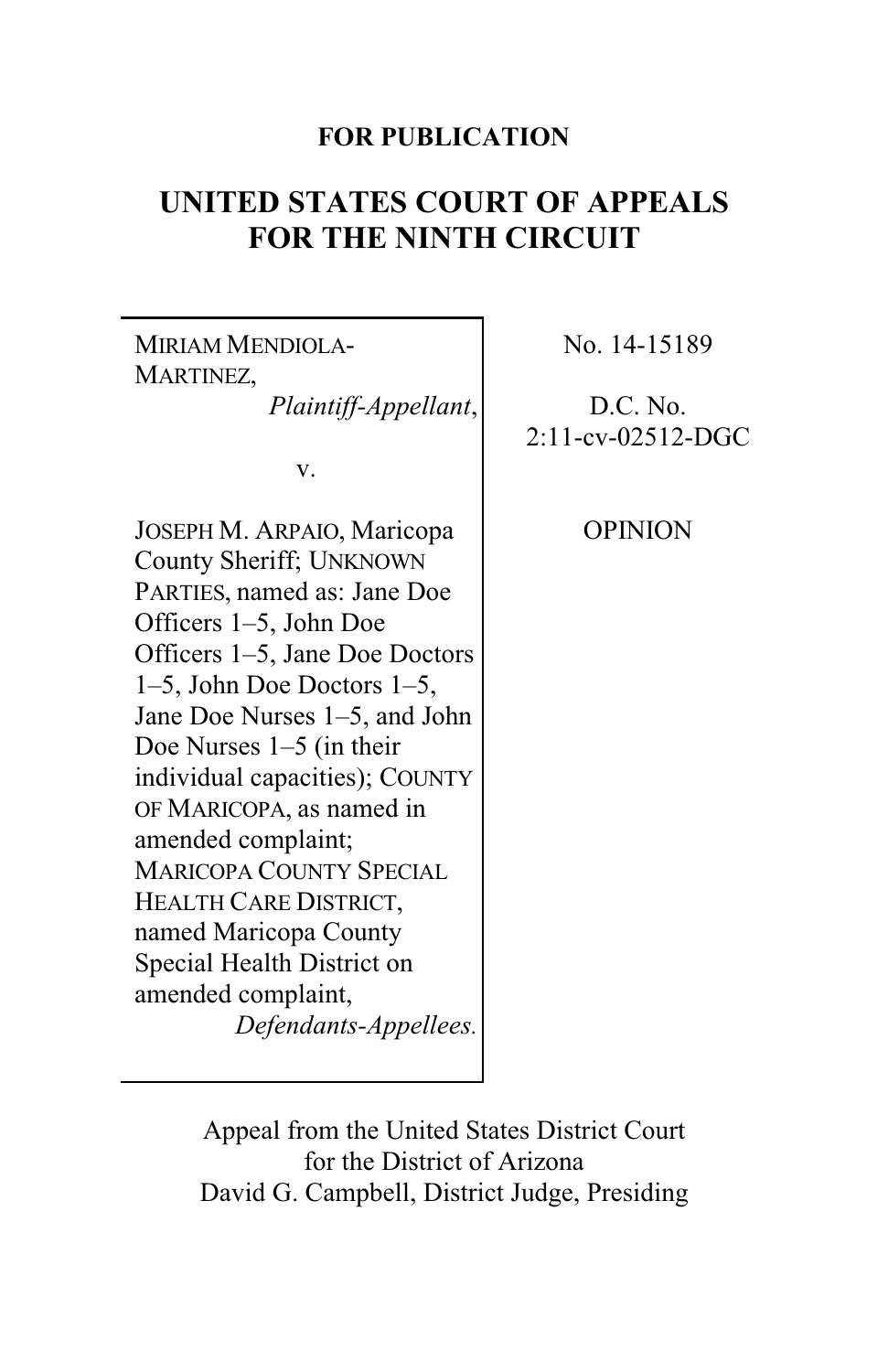**FOR PUBLICATION**

# UNITED STATES COURT OF APPEALS FOR THE NINTH CIRCUIT

MIRIAM MENDIOLA-MARTINEZ,
*Plaintiff-Appellant*,

v.

JOSEPH M. ARPAIO, Maricopa County Sheriff; UNKNOWN PARTIES, named as: Jane Doe Officers 1–5, John Doe Officers 1–5, Jane Doe Doctors 1–5, John Doe Doctors 1–5, Jane Doe Nurses 1–5, and John Doe Nurses 1–5 (in their individual capacities); COUNTY OF MARICOPA, as named in amended complaint; MARICOPA COUNTY SPECIAL HEALTH CARE DISTRICT, named Maricopa County Special Health District on amended complaint,
*Defendants-Appellees.*

No. 14-15189

D.C. No. 2:11-cv-02512-DGC

OPINION

Appeal from the United States District Court for the District of Arizona
David G. Campbell, District Judge, Presiding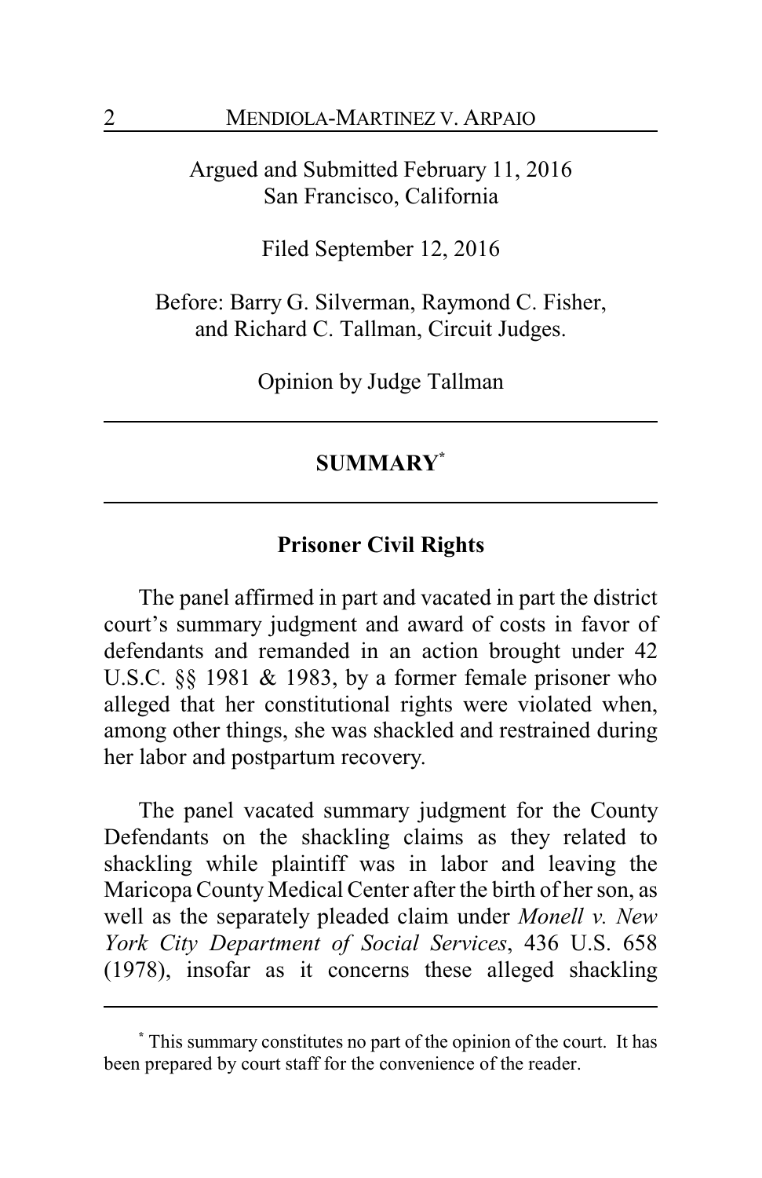Argued and Submitted February 11, 2016
San Francisco, California

Filed September 12, 2016

Before: Barry G. Silverman, Raymond C. Fisher, and Richard C. Tallman, Circuit Judges.

Opinion by Judge Tallman

---

## SUMMARY[*]

---

### Prisoner Civil Rights

The panel affirmed in part and vacated in part the district court's summary judgment and award of costs in favor of defendants and remanded in an action brought under 42 U.S.C. §§ 1981 & 1983, by a former female prisoner who alleged that her constitutional rights were violated when, among other things, she was shackled and restrained during her labor and postpartum recovery.

The panel vacated summary judgment for the County Defendants on the shackling claims as they related to shackling while plaintiff was in labor and leaving the Maricopa County Medical Center after the birth of her son, as well as the separately pleaded claim under *Monell v. New York City Department of Social Services*, 436 U.S. 658 (1978), insofar as it concerns these alleged shackling

---

[*] This summary constitutes no part of the opinion of the court. It has been prepared by court staff for the convenience of the reader.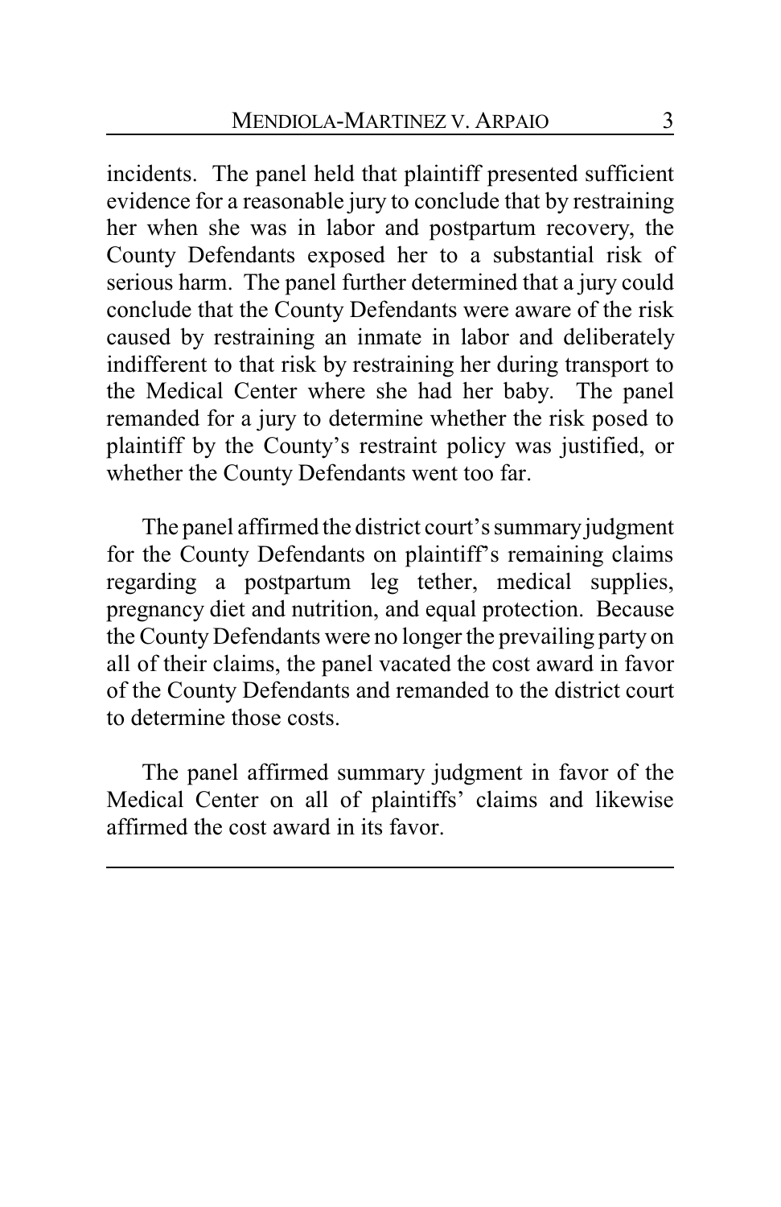incidents. The panel held that plaintiff presented sufficient evidence for a reasonable jury to conclude that by restraining her when she was in labor and postpartum recovery, the County Defendants exposed her to a substantial risk of serious harm. The panel further determined that a jury could conclude that the County Defendants were aware of the risk caused by restraining an inmate in labor and deliberately indifferent to that risk by restraining her during transport to the Medical Center where she had her baby. The panel remanded for a jury to determine whether the risk posed to plaintiff by the County's restraint policy was justified, or whether the County Defendants went too far.

The panel affirmed the district court's summary judgment for the County Defendants on plaintiff's remaining claims regarding a postpartum leg tether, medical supplies, pregnancy diet and nutrition, and equal protection. Because the County Defendants were no longer the prevailing party on all of their claims, the panel vacated the cost award in favor of the County Defendants and remanded to the district court to determine those costs.

The panel affirmed summary judgment in favor of the Medical Center on all of plaintiffs' claims and likewise affirmed the cost award in its favor.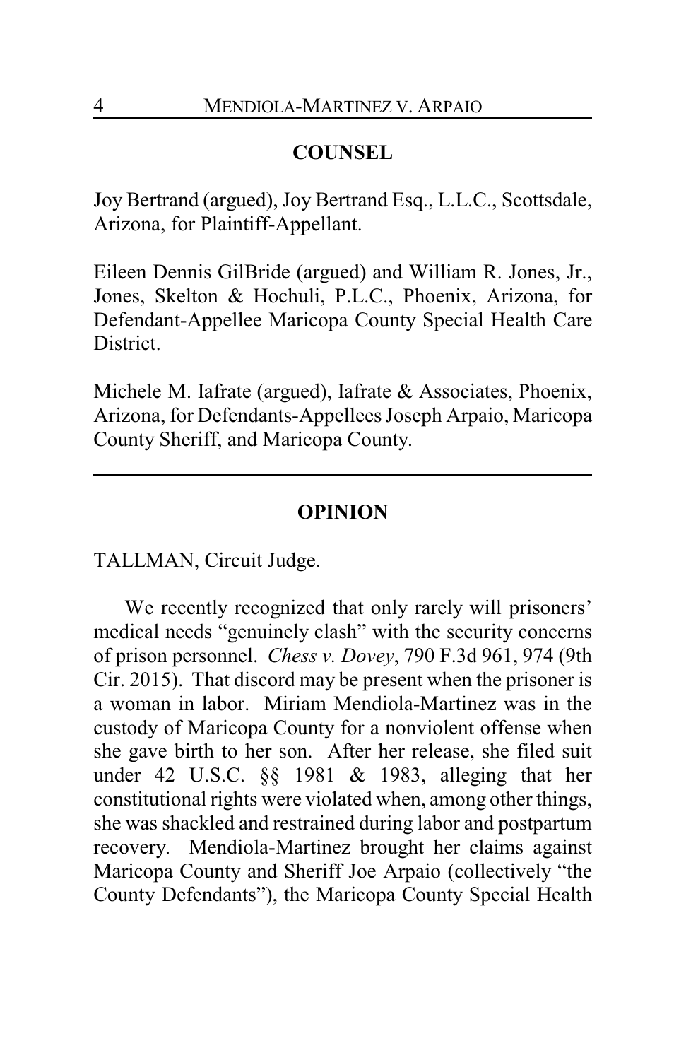## COUNSEL

Joy Bertrand (argued), Joy Bertrand Esq., L.L.C., Scottsdale, Arizona, for Plaintiff-Appellant.

Eileen Dennis GilBride (argued) and William R. Jones, Jr., Jones, Skelton & Hochuli, P.L.C., Phoenix, Arizona, for Defendant-Appellee Maricopa County Special Health Care District.

Michele M. Iafrate (argued), Iafrate & Associates, Phoenix, Arizona, for Defendants-Appellees Joseph Arpaio, Maricopa County Sheriff, and Maricopa County.

---

## OPINION

TALLMAN, Circuit Judge.

We recently recognized that only rarely will prisoners' medical needs "genuinely clash" with the security concerns of prison personnel. *Chess v. Dovey*, 790 F.3d 961, 974 (9th Cir. 2015). That discord may be present when the prisoner is a woman in labor. Miriam Mendiola-Martinez was in the custody of Maricopa County for a nonviolent offense when she gave birth to her son. After her release, she filed suit under 42 U.S.C. §§ 1981 & 1983, alleging that her constitutional rights were violated when, among other things, she was shackled and restrained during labor and postpartum recovery. Mendiola-Martinez brought her claims against Maricopa County and Sheriff Joe Arpaio (collectively "the County Defendants"), the Maricopa County Special Health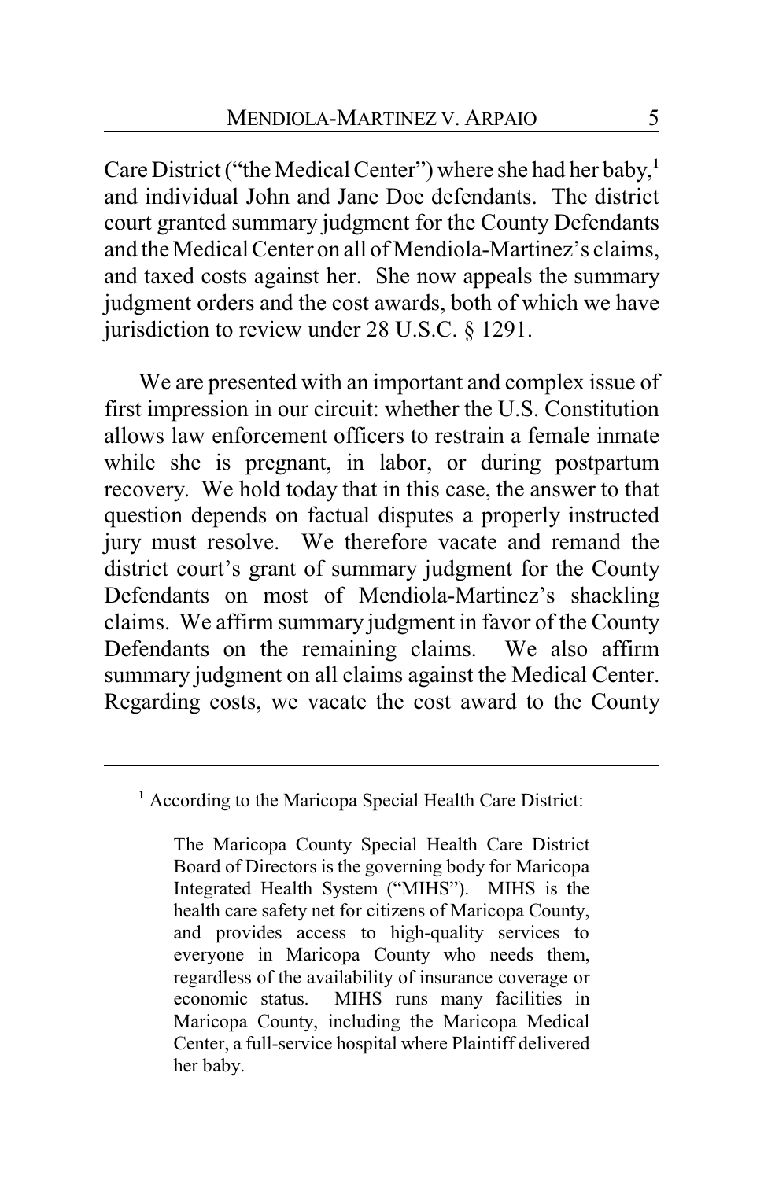Care District ("the Medical Center") where she had her baby,[1] and individual John and Jane Doe defendants. The district court granted summary judgment for the County Defendants and the Medical Center on all of Mendiola-Martinez's claims, and taxed costs against her. She now appeals the summary judgment orders and the cost awards, both of which we have jurisdiction to review under 28 U.S.C. § 1291.

We are presented with an important and complex issue of first impression in our circuit: whether the U.S. Constitution allows law enforcement officers to restrain a female inmate while she is pregnant, in labor, or during postpartum recovery. We hold today that in this case, the answer to that question depends on factual disputes a properly instructed jury must resolve. We therefore vacate and remand the district court's grant of summary judgment for the County Defendants on most of Mendiola-Martinez's shackling claims. We affirm summary judgment in favor of the County Defendants on the remaining claims. We also affirm summary judgment on all claims against the Medical Center. Regarding costs, we vacate the cost award to the County

---

[1] According to the Maricopa Special Health Care District:

> The Maricopa County Special Health Care District Board of Directors is the governing body for Maricopa Integrated Health System ("MIHS"). MIHS is the health care safety net for citizens of Maricopa County, and provides access to high-quality services to everyone in Maricopa County who needs them, regardless of the availability of insurance coverage or economic status. MIHS runs many facilities in Maricopa County, including the Maricopa Medical Center, a full-service hospital where Plaintiff delivered her baby.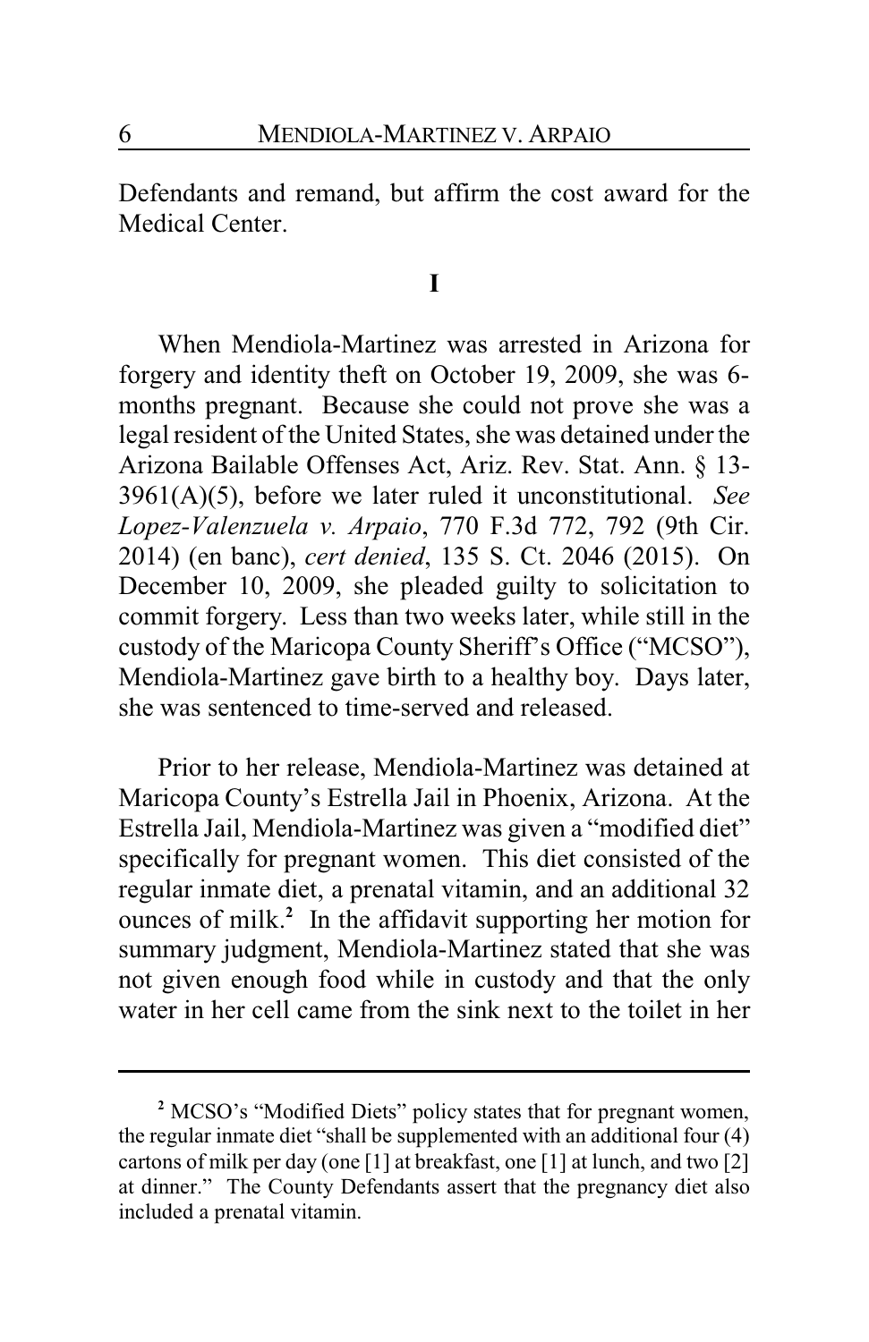Defendants and remand, but affirm the cost award for the Medical Center.

## I

When Mendiola-Martinez was arrested in Arizona for forgery and identity theft on October 19, 2009, she was 6-months pregnant. Because she could not prove she was a legal resident of the United States, she was detained under the Arizona Bailable Offenses Act, Ariz. Rev. Stat. Ann. § 13-3961(A)(5), before we later ruled it unconstitutional. *See Lopez-Valenzuela v. Arpaio*, 770 F.3d 772, 792 (9th Cir. 2014) (en banc), *cert denied*, 135 S. Ct. 2046 (2015). On December 10, 2009, she pleaded guilty to solicitation to commit forgery. Less than two weeks later, while still in the custody of the Maricopa County Sheriff's Office ("MCSO"), Mendiola-Martinez gave birth to a healthy boy. Days later, she was sentenced to time-served and released.

Prior to her release, Mendiola-Martinez was detained at Maricopa County's Estrella Jail in Phoenix, Arizona. At the Estrella Jail, Mendiola-Martinez was given a "modified diet" specifically for pregnant women. This diet consisted of the regular inmate diet, a prenatal vitamin, and an additional 32 ounces of milk.[2] In the affidavit supporting her motion for summary judgment, Mendiola-Martinez stated that she was not given enough food while in custody and that the only water in her cell came from the sink next to the toilet in her

---

[2] MCSO's "Modified Diets" policy states that for pregnant women, the regular inmate diet "shall be supplemented with an additional four (4) cartons of milk per day (one [1] at breakfast, one [1] at lunch, and two [2] at dinner." The County Defendants assert that the pregnancy diet also included a prenatal vitamin.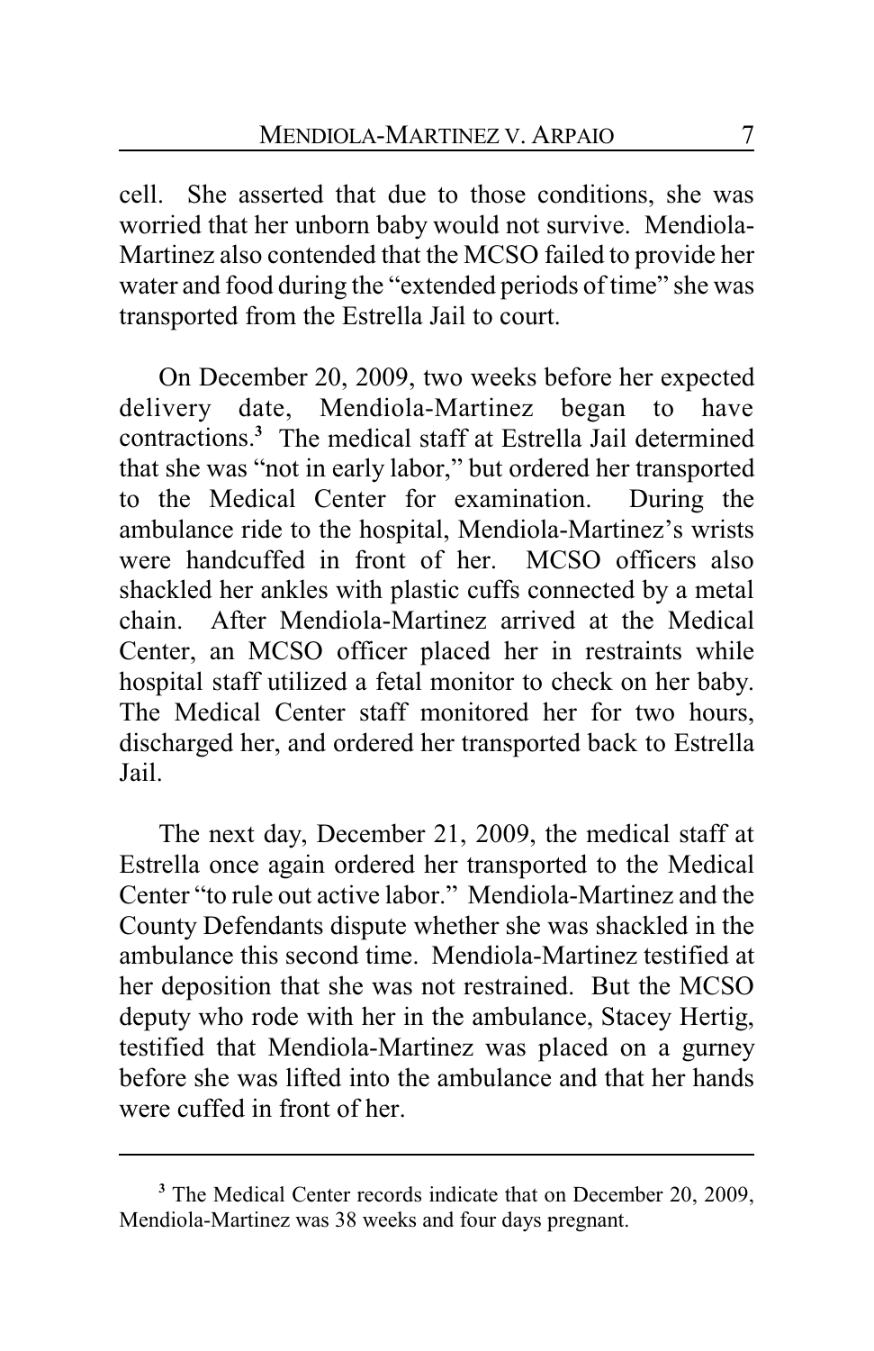cell. She asserted that due to those conditions, she was worried that her unborn baby would not survive. Mendiola-Martinez also contended that the MCSO failed to provide her water and food during the "extended periods of time" she was transported from the Estrella Jail to court.

On December 20, 2009, two weeks before her expected delivery date, Mendiola-Martinez began to have contractions.[3] The medical staff at Estrella Jail determined that she was "not in early labor," but ordered her transported to the Medical Center for examination. During the ambulance ride to the hospital, Mendiola-Martinez's wrists were handcuffed in front of her. MCSO officers also shackled her ankles with plastic cuffs connected by a metal chain. After Mendiola-Martinez arrived at the Medical Center, an MCSO officer placed her in restraints while hospital staff utilized a fetal monitor to check on her baby. The Medical Center staff monitored her for two hours, discharged her, and ordered her transported back to Estrella Jail.

The next day, December 21, 2009, the medical staff at Estrella once again ordered her transported to the Medical Center "to rule out active labor." Mendiola-Martinez and the County Defendants dispute whether she was shackled in the ambulance this second time. Mendiola-Martinez testified at her deposition that she was not restrained. But the MCSO deputy who rode with her in the ambulance, Stacey Hertig, testified that Mendiola-Martinez was placed on a gurney before she was lifted into the ambulance and that her hands were cuffed in front of her.

---

[3] The Medical Center records indicate that on December 20, 2009, Mendiola-Martinez was 38 weeks and four days pregnant.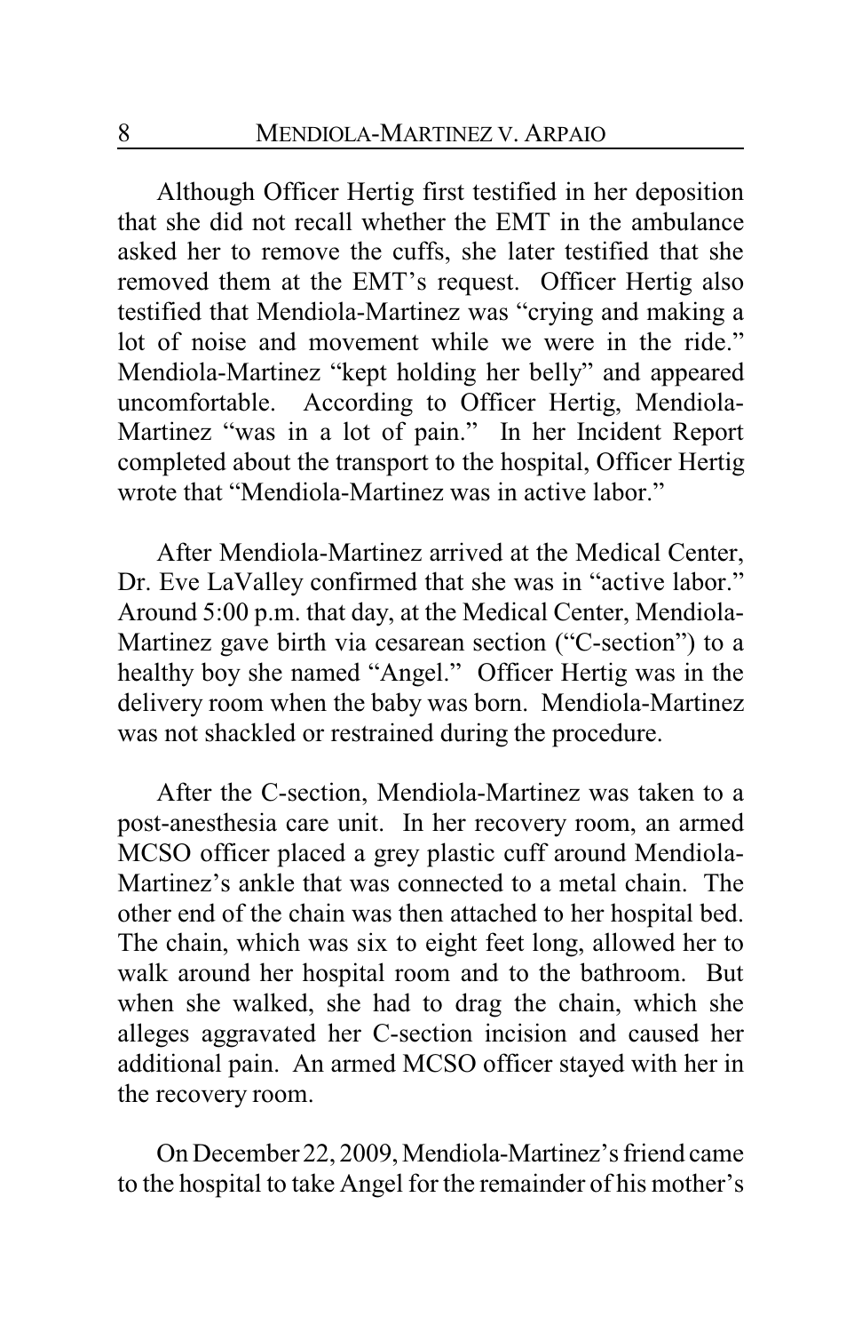Although Officer Hertig first testified in her deposition that she did not recall whether the EMT in the ambulance asked her to remove the cuffs, she later testified that she removed them at the EMT's request. Officer Hertig also testified that Mendiola-Martinez was "crying and making a lot of noise and movement while we were in the ride." Mendiola-Martinez "kept holding her belly" and appeared uncomfortable. According to Officer Hertig, Mendiola-Martinez "was in a lot of pain." In her Incident Report completed about the transport to the hospital, Officer Hertig wrote that "Mendiola-Martinez was in active labor."

After Mendiola-Martinez arrived at the Medical Center, Dr. Eve LaValley confirmed that she was in "active labor." Around 5:00 p.m. that day, at the Medical Center, Mendiola-Martinez gave birth via cesarean section ("C-section") to a healthy boy she named "Angel." Officer Hertig was in the delivery room when the baby was born. Mendiola-Martinez was not shackled or restrained during the procedure.

After the C-section, Mendiola-Martinez was taken to a post-anesthesia care unit. In her recovery room, an armed MCSO officer placed a grey plastic cuff around Mendiola-Martinez's ankle that was connected to a metal chain. The other end of the chain was then attached to her hospital bed. The chain, which was six to eight feet long, allowed her to walk around her hospital room and to the bathroom. But when she walked, she had to drag the chain, which she alleges aggravated her C-section incision and caused her additional pain. An armed MCSO officer stayed with her in the recovery room.

On December 22, 2009, Mendiola-Martinez's friend came to the hospital to take Angel for the remainder of his mother's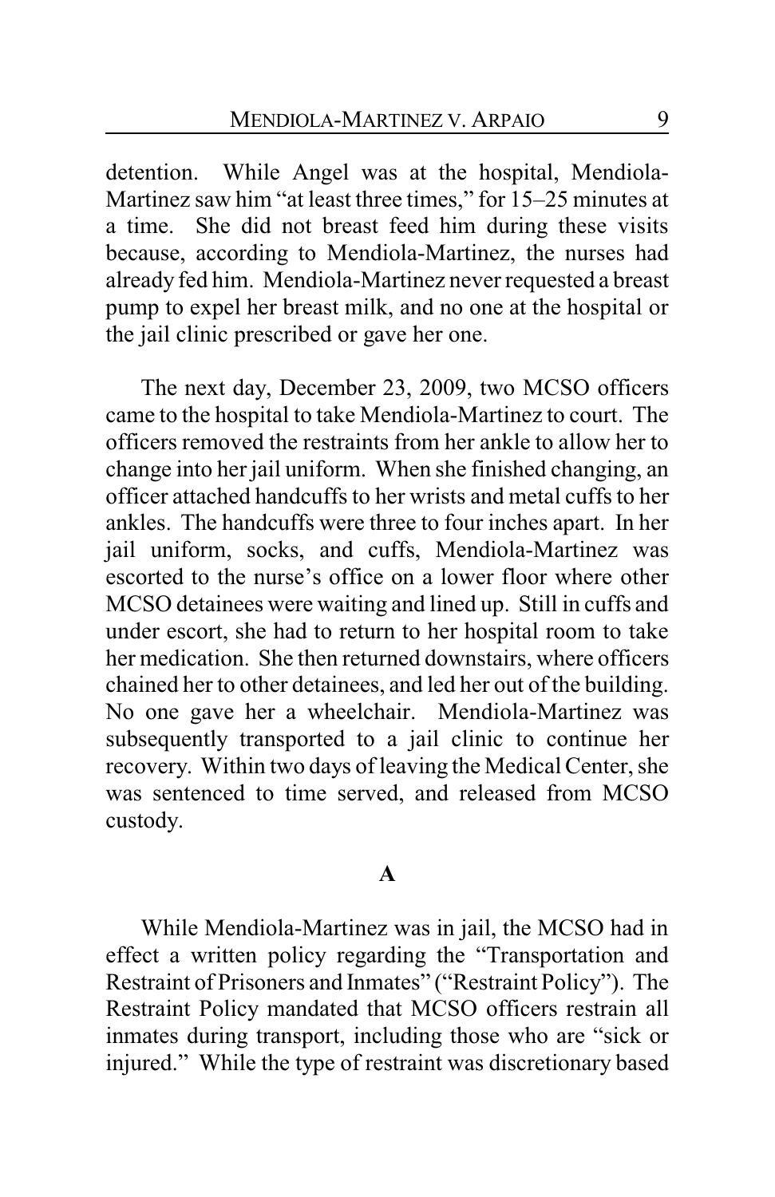detention. While Angel was at the hospital, Mendiola-Martinez saw him "at least three times," for 15–25 minutes at a time. She did not breast feed him during these visits because, according to Mendiola-Martinez, the nurses had already fed him. Mendiola-Martinez never requested a breast pump to expel her breast milk, and no one at the hospital or the jail clinic prescribed or gave her one.

The next day, December 23, 2009, two MCSO officers came to the hospital to take Mendiola-Martinez to court. The officers removed the restraints from her ankle to allow her to change into her jail uniform. When she finished changing, an officer attached handcuffs to her wrists and metal cuffs to her ankles. The handcuffs were three to four inches apart. In her jail uniform, socks, and cuffs, Mendiola-Martinez was escorted to the nurse's office on a lower floor where other MCSO detainees were waiting and lined up. Still in cuffs and under escort, she had to return to her hospital room to take her medication. She then returned downstairs, where officers chained her to other detainees, and led her out of the building. No one gave her a wheelchair. Mendiola-Martinez was subsequently transported to a jail clinic to continue her recovery. Within two days of leaving the Medical Center, she was sentenced to time served, and released from MCSO custody.

### A

While Mendiola-Martinez was in jail, the MCSO had in effect a written policy regarding the "Transportation and Restraint of Prisoners and Inmates" ("Restraint Policy"). The Restraint Policy mandated that MCSO officers restrain all inmates during transport, including those who are "sick or injured." While the type of restraint was discretionary based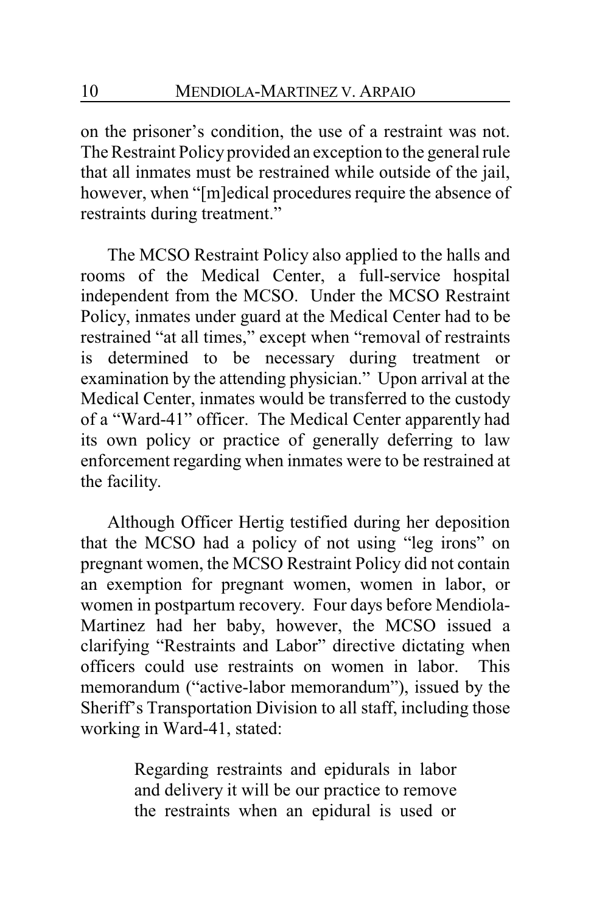on the prisoner's condition, the use of a restraint was not. The Restraint Policy provided an exception to the general rule that all inmates must be restrained while outside of the jail, however, when "[m]edical procedures require the absence of restraints during treatment."

The MCSO Restraint Policy also applied to the halls and rooms of the Medical Center, a full-service hospital independent from the MCSO. Under the MCSO Restraint Policy, inmates under guard at the Medical Center had to be restrained "at all times," except when "removal of restraints is determined to be necessary during treatment or examination by the attending physician." Upon arrival at the Medical Center, inmates would be transferred to the custody of a "Ward-41" officer. The Medical Center apparently had its own policy or practice of generally deferring to law enforcement regarding when inmates were to be restrained at the facility.

Although Officer Hertig testified during her deposition that the MCSO had a policy of not using "leg irons" on pregnant women, the MCSO Restraint Policy did not contain an exemption for pregnant women, women in labor, or women in postpartum recovery. Four days before Mendiola-Martinez had her baby, however, the MCSO issued a clarifying "Restraints and Labor" directive dictating when officers could use restraints on women in labor. This memorandum ("active-labor memorandum"), issued by the Sheriff's Transportation Division to all staff, including those working in Ward-41, stated:

> Regarding restraints and epidurals in labor and delivery it will be our practice to remove the restraints when an epidural is used or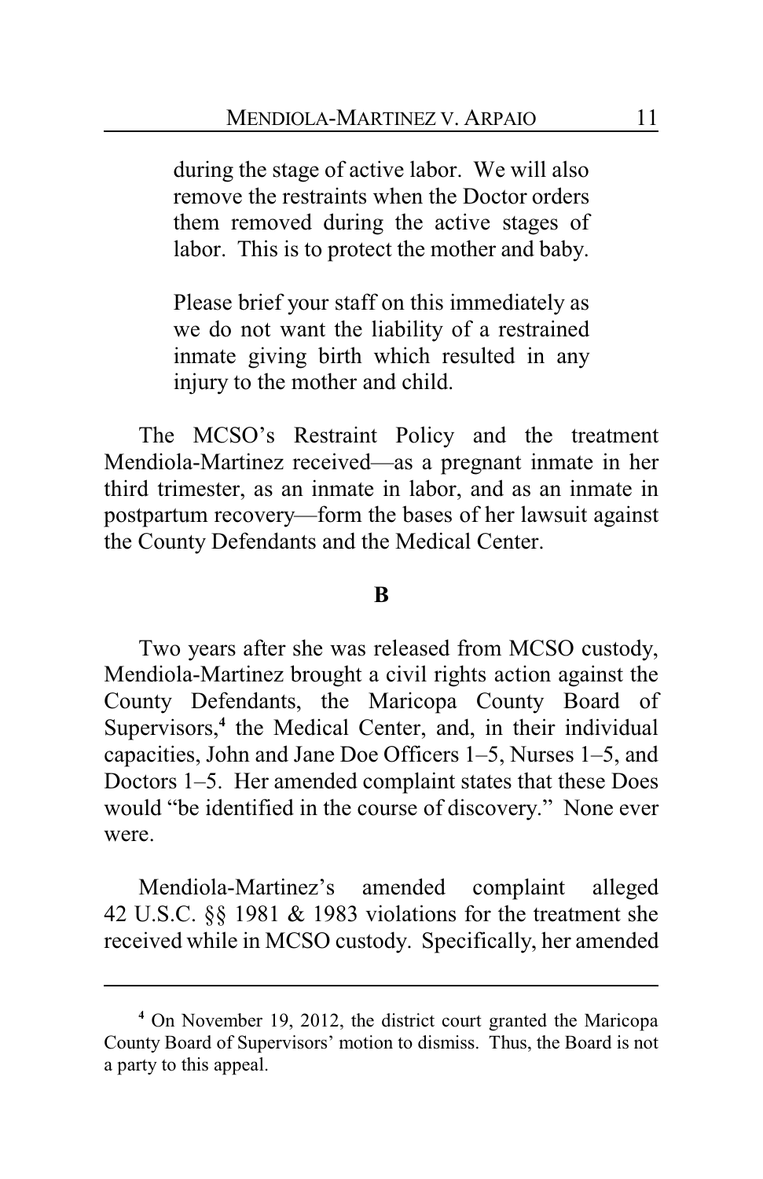> during the stage of active labor. We will also remove the restraints when the Doctor orders them removed during the active stages of labor. This is to protect the mother and baby.
>
> Please brief your staff on this immediately as we do not want the liability of a restrained inmate giving birth which resulted in any injury to the mother and child.

The MCSO's Restraint Policy and the treatment Mendiola-Martinez received—as a pregnant inmate in her third trimester, as an inmate in labor, and as an inmate in postpartum recovery—form the bases of her lawsuit against the County Defendants and the Medical Center.

**B**

Two years after she was released from MCSO custody, Mendiola-Martinez brought a civil rights action against the County Defendants, the Maricopa County Board of Supervisors,[4] the Medical Center, and, in their individual capacities, John and Jane Doe Officers 1–5, Nurses 1–5, and Doctors 1–5. Her amended complaint states that these Does would "be identified in the course of discovery." None ever were.

Mendiola-Martinez's amended complaint alleged 42 U.S.C. §§ 1981 & 1983 violations for the treatment she received while in MCSO custody. Specifically, her amended

---

[4] On November 19, 2012, the district court granted the Maricopa County Board of Supervisors' motion to dismiss. Thus, the Board is not a party to this appeal.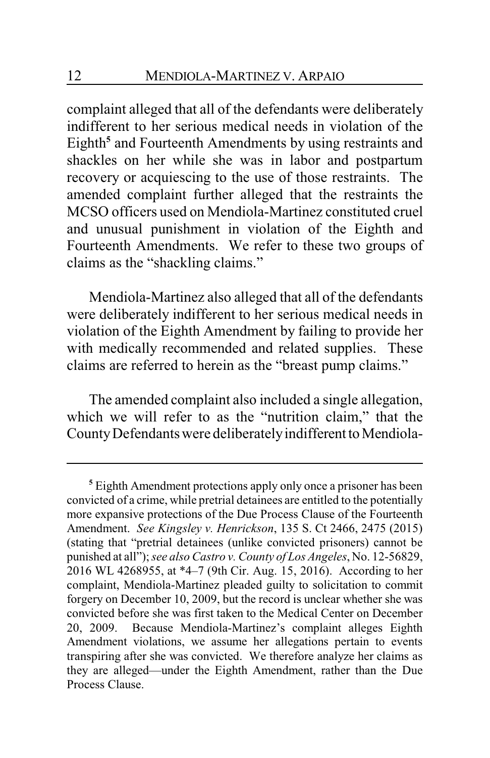complaint alleged that all of the defendants were deliberately indifferent to her serious medical needs in violation of the Eighth[5] and Fourteenth Amendments by using restraints and shackles on her while she was in labor and postpartum recovery or acquiescing to the use of those restraints. The amended complaint further alleged that the restraints the MCSO officers used on Mendiola-Martinez constituted cruel and unusual punishment in violation of the Eighth and Fourteenth Amendments. We refer to these two groups of claims as the "shackling claims."

Mendiola-Martinez also alleged that all of the defendants were deliberately indifferent to her serious medical needs in violation of the Eighth Amendment by failing to provide her with medically recommended and related supplies. These claims are referred to herein as the "breast pump claims."

The amended complaint also included a single allegation, which we will refer to as the "nutrition claim," that the County Defendants were deliberately indifferent to Mendiola-

---

[5] Eighth Amendment protections apply only once a prisoner has been convicted of a crime, while pretrial detainees are entitled to the potentially more expansive protections of the Due Process Clause of the Fourteenth Amendment. *See Kingsley v. Henrickson*, 135 S. Ct 2466, 2475 (2015) (stating that "pretrial detainees (unlike convicted prisoners) cannot be punished at all"); *see also Castro v. County of Los Angeles*, No. 12-56829, 2016 WL 4268955, at *4–7 (9th Cir. Aug. 15, 2016). According to her complaint, Mendiola-Martinez pleaded guilty to solicitation to commit forgery on December 10, 2009, but the record is unclear whether she was convicted before she was first taken to the Medical Center on December 20, 2009. Because Mendiola-Martinez's complaint alleges Eighth Amendment violations, we assume her allegations pertain to events transpiring after she was convicted. We therefore analyze her claims as they are alleged—under the Eighth Amendment, rather than the Due Process Clause.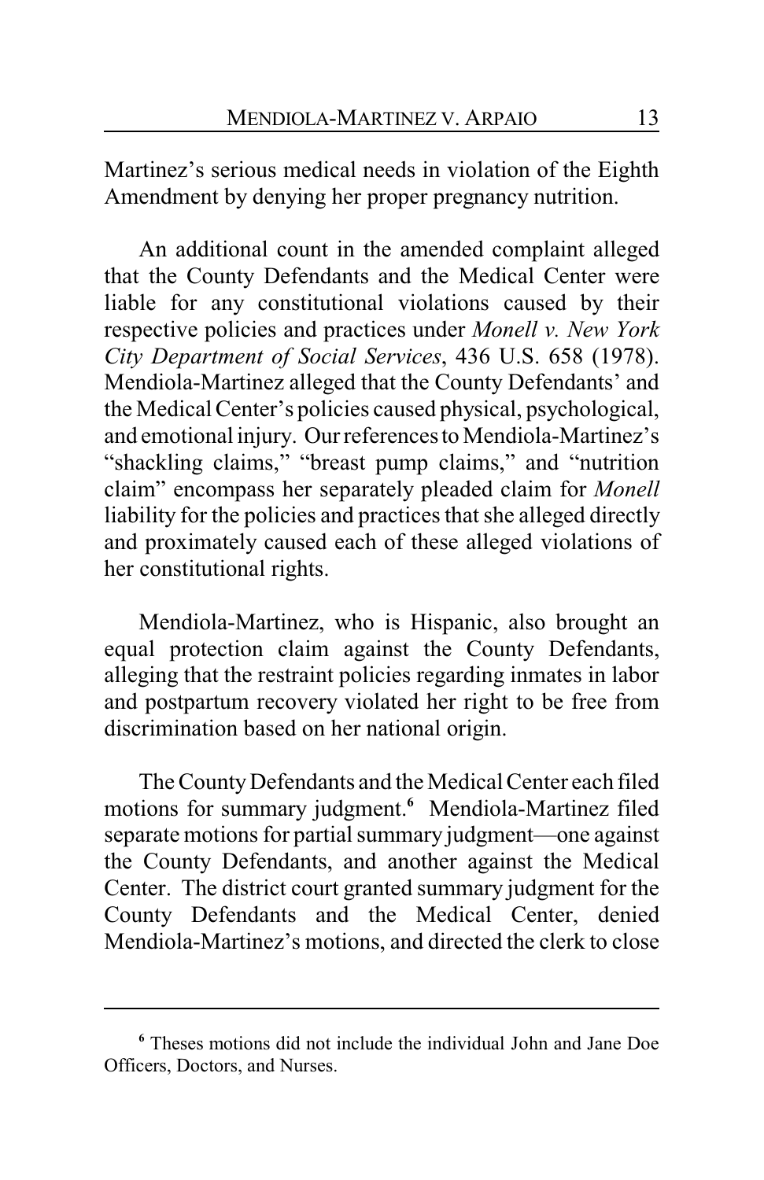Martinez's serious medical needs in violation of the Eighth Amendment by denying her proper pregnancy nutrition.

An additional count in the amended complaint alleged that the County Defendants and the Medical Center were liable for any constitutional violations caused by their respective policies and practices under *Monell v. New York City Department of Social Services*, 436 U.S. 658 (1978). Mendiola-Martinez alleged that the County Defendants' and the Medical Center's policies caused physical, psychological, and emotional injury. Our references to Mendiola-Martinez's "shackling claims," "breast pump claims," and "nutrition claim" encompass her separately pleaded claim for *Monell* liability for the policies and practices that she alleged directly and proximately caused each of these alleged violations of her constitutional rights.

Mendiola-Martinez, who is Hispanic, also brought an equal protection claim against the County Defendants, alleging that the restraint policies regarding inmates in labor and postpartum recovery violated her right to be free from discrimination based on her national origin.

The County Defendants and the Medical Center each filed motions for summary judgment.[6] Mendiola-Martinez filed separate motions for partial summary judgment—one against the County Defendants, and another against the Medical Center. The district court granted summary judgment for the County Defendants and the Medical Center, denied Mendiola-Martinez's motions, and directed the clerk to close

---

[6] Theses motions did not include the individual John and Jane Doe Officers, Doctors, and Nurses.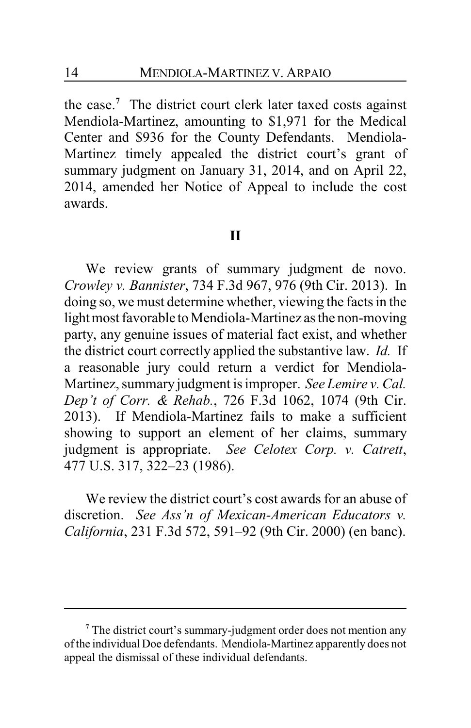the case.[7] The district court clerk later taxed costs against Mendiola-Martinez, amounting to $1,971 for the Medical Center and $936 for the County Defendants. Mendiola-Martinez timely appealed the district court's grant of summary judgment on January 31, 2014, and on April 22, 2014, amended her Notice of Appeal to include the cost awards.

## II

We review grants of summary judgment de novo. *Crowley v. Bannister*, 734 F.3d 967, 976 (9th Cir. 2013). In doing so, we must determine whether, viewing the facts in the light most favorable to Mendiola-Martinez as the non-moving party, any genuine issues of material fact exist, and whether the district court correctly applied the substantive law. *Id.* If a reasonable jury could return a verdict for Mendiola-Martinez, summary judgment is improper. *See Lemire v. Cal. Dep't of Corr. & Rehab.*, 726 F.3d 1062, 1074 (9th Cir. 2013). If Mendiola-Martinez fails to make a sufficient showing to support an element of her claims, summary judgment is appropriate. *See Celotex Corp. v. Catrett*, 477 U.S. 317, 322–23 (1986).

We review the district court's cost awards for an abuse of discretion. *See Ass'n of Mexican-American Educators v. California*, 231 F.3d 572, 591–92 (9th Cir. 2000) (en banc).

---

[7] The district court's summary-judgment order does not mention any of the individual Doe defendants. Mendiola-Martinez apparently does not appeal the dismissal of these individual defendants.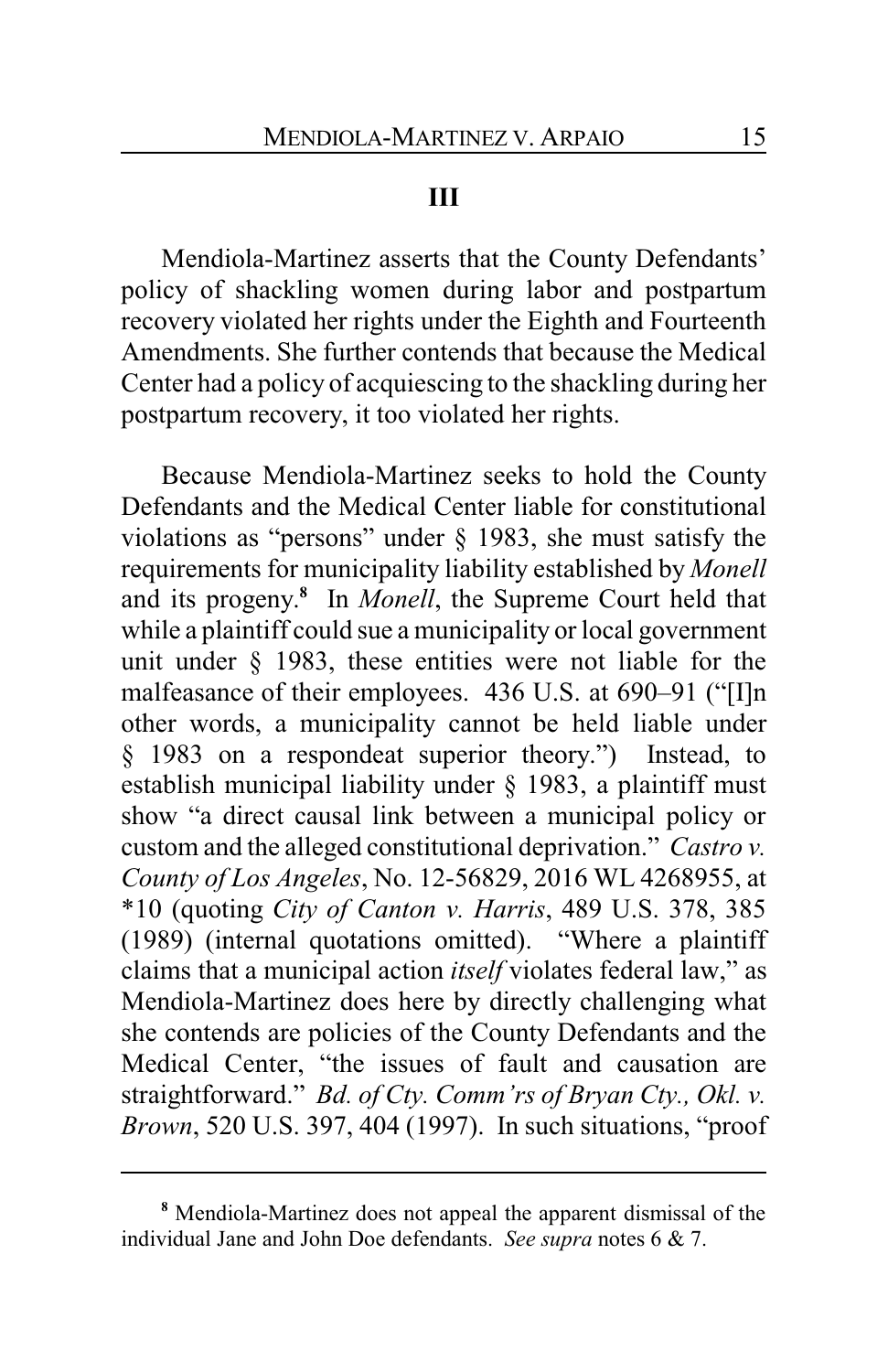## III

Mendiola-Martinez asserts that the County Defendants' policy of shackling women during labor and postpartum recovery violated her rights under the Eighth and Fourteenth Amendments. She further contends that because the Medical Center had a policy of acquiescing to the shackling during her postpartum recovery, it too violated her rights.

Because Mendiola-Martinez seeks to hold the County Defendants and the Medical Center liable for constitutional violations as "persons" under § 1983, she must satisfy the requirements for municipality liability established by *Monell* and its progeny.[8] In *Monell*, the Supreme Court held that while a plaintiff could sue a municipality or local government unit under § 1983, these entities were not liable for the malfeasance of their employees. 436 U.S. at 690–91 ("[I]n other words, a municipality cannot be held liable under § 1983 on a respondeat superior theory.") Instead, to establish municipal liability under § 1983, a plaintiff must show "a direct causal link between a municipal policy or custom and the alleged constitutional deprivation." *Castro v. County of Los Angeles*, No. 12-56829, 2016 WL 4268955, at *10 (quoting *City of Canton v. Harris*, 489 U.S. 378, 385 (1989) (internal quotations omitted). "Where a plaintiff claims that a municipal action *itself* violates federal law," as Mendiola-Martinez does here by directly challenging what she contends are policies of the County Defendants and the Medical Center, "the issues of fault and causation are straightforward." *Bd. of Cty. Comm'rs of Bryan Cty., Okl. v. Brown*, 520 U.S. 397, 404 (1997). In such situations, "proof

[8] Mendiola-Martinez does not appeal the apparent dismissal of the individual Jane and John Doe defendants. *See supra* notes 6 & 7.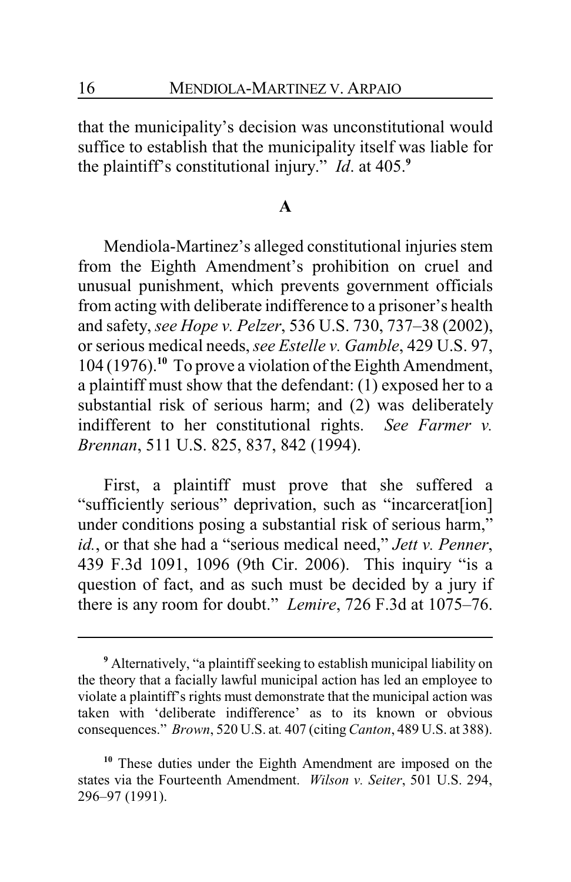that the municipality's decision was unconstitutional would suffice to establish that the municipality itself was liable for the plaintiff's constitutional injury." *Id*. at 405.[9]

### A

Mendiola-Martinez's alleged constitutional injuries stem from the Eighth Amendment's prohibition on cruel and unusual punishment, which prevents government officials from acting with deliberate indifference to a prisoner's health and safety, *see Hope v. Pelzer*, 536 U.S. 730, 737–38 (2002), or serious medical needs, *see Estelle v. Gamble*, 429 U.S. 97, 104 (1976).[10] To prove a violation of the Eighth Amendment, a plaintiff must show that the defendant: (1) exposed her to a substantial risk of serious harm; and (2) was deliberately indifferent to her constitutional rights. *See Farmer v. Brennan*, 511 U.S. 825, 837, 842 (1994).

First, a plaintiff must prove that she suffered a "sufficiently serious" deprivation, such as "incarcerat[ion] under conditions posing a substantial risk of serious harm," *id.*, or that she had a "serious medical need," *Jett v. Penner*, 439 F.3d 1091, 1096 (9th Cir. 2006). This inquiry "is a question of fact, and as such must be decided by a jury if there is any room for doubt." *Lemire*, 726 F.3d at 1075–76.

---

[9] Alternatively, "a plaintiff seeking to establish municipal liability on the theory that a facially lawful municipal action has led an employee to violate a plaintiff's rights must demonstrate that the municipal action was taken with 'deliberate indifference' as to its known or obvious consequences." *Brown*, 520 U.S. at. 407 (citing *Canton*, 489 U.S. at 388).

[10] These duties under the Eighth Amendment are imposed on the states via the Fourteenth Amendment. *Wilson v. Seiter*, 501 U.S. 294, 296–97 (1991).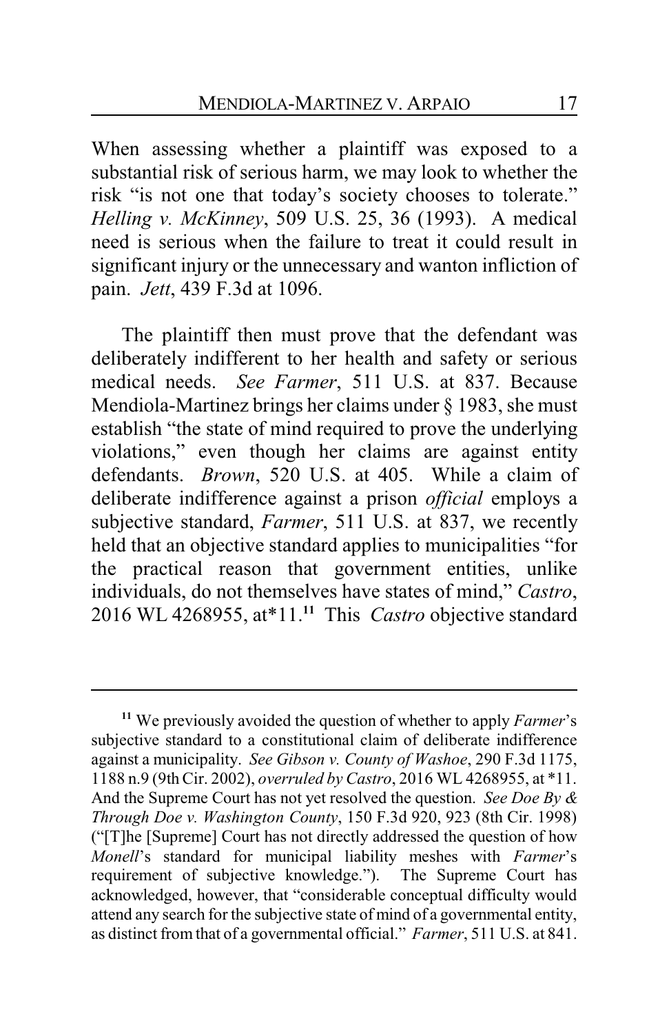When assessing whether a plaintiff was exposed to a substantial risk of serious harm, we may look to whether the risk "is not one that today's society chooses to tolerate." *Helling v. McKinney*, 509 U.S. 25, 36 (1993). A medical need is serious when the failure to treat it could result in significant injury or the unnecessary and wanton infliction of pain. *Jett*, 439 F.3d at 1096.

The plaintiff then must prove that the defendant was deliberately indifferent to her health and safety or serious medical needs. *See Farmer*, 511 U.S. at 837. Because Mendiola-Martinez brings her claims under § 1983, she must establish "the state of mind required to prove the underlying violations," even though her claims are against entity defendants. *Brown*, 520 U.S. at 405. While a claim of deliberate indifference against a prison *official* employs a subjective standard, *Farmer*, 511 U.S. at 837, we recently held that an objective standard applies to municipalities "for the practical reason that government entities, unlike individuals, do not themselves have states of mind," *Castro*, 2016 WL 4268955, at*11.[11] This *Castro* objective standard

---

[11] We previously avoided the question of whether to apply *Farmer*'s subjective standard to a constitutional claim of deliberate indifference against a municipality. *See Gibson v. County of Washoe*, 290 F.3d 1175, 1188 n.9 (9th Cir. 2002), *overruled by Castro*, 2016 WL 4268955, at *11. And the Supreme Court has not yet resolved the question. *See Doe By & Through Doe v. Washington County*, 150 F.3d 920, 923 (8th Cir. 1998) ("[T]he [Supreme] Court has not directly addressed the question of how *Monell*'s standard for municipal liability meshes with *Farmer*'s requirement of subjective knowledge."). The Supreme Court has acknowledged, however, that "considerable conceptual difficulty would attend any search for the subjective state of mind of a governmental entity, as distinct from that of a governmental official." *Farmer*, 511 U.S. at 841.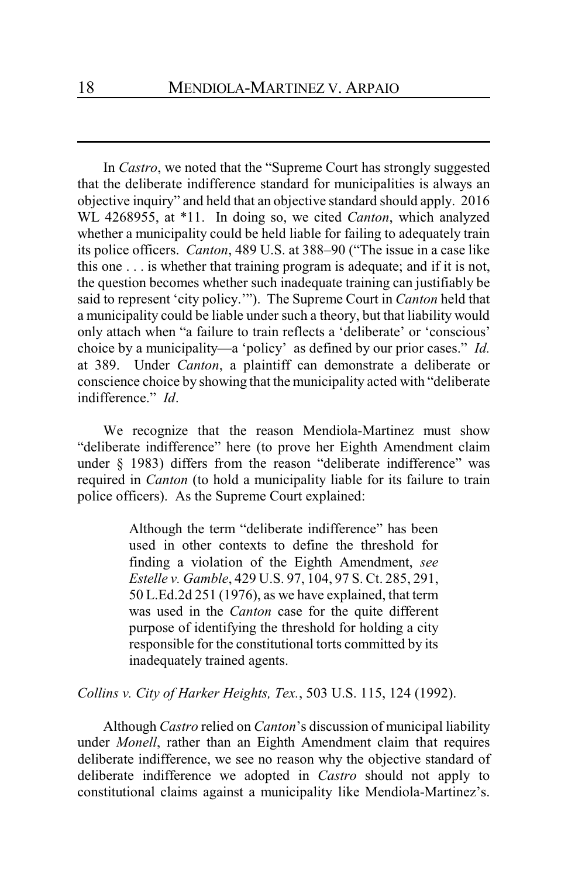In *Castro*, we noted that the "Supreme Court has strongly suggested that the deliberate indifference standard for municipalities is always an objective inquiry" and held that an objective standard should apply. 2016 WL 4268955, at *11. In doing so, we cited *Canton*, which analyzed whether a municipality could be held liable for failing to adequately train its police officers. *Canton*, 489 U.S. at 388–90 ("The issue in a case like this one . . . is whether that training program is adequate; and if it is not, the question becomes whether such inadequate training can justifiably be said to represent 'city policy.'"). The Supreme Court in *Canton* held that a municipality could be liable under such a theory, but that liability would only attach when "a failure to train reflects a 'deliberate' or 'conscious' choice by a municipality—a 'policy' as defined by our prior cases." *Id.* at 389. Under *Canton*, a plaintiff can demonstrate a deliberate or conscience choice by showing that the municipality acted with "deliberate indifference." *Id*.

We recognize that the reason Mendiola-Martinez must show "deliberate indifference" here (to prove her Eighth Amendment claim under § 1983) differs from the reason "deliberate indifference" was required in *Canton* (to hold a municipality liable for its failure to train police officers). As the Supreme Court explained:

> Although the term "deliberate indifference" has been used in other contexts to define the threshold for finding a violation of the Eighth Amendment, *see Estelle v. Gamble*, 429 U.S. 97, 104, 97 S. Ct. 285, 291, 50 L.Ed.2d 251 (1976), as we have explained, that term was used in the *Canton* case for the quite different purpose of identifying the threshold for holding a city responsible for the constitutional torts committed by its inadequately trained agents.

*Collins v. City of Harker Heights, Tex.*, 503 U.S. 115, 124 (1992).

Although *Castro* relied on *Canton*'s discussion of municipal liability under *Monell*, rather than an Eighth Amendment claim that requires deliberate indifference, we see no reason why the objective standard of deliberate indifference we adopted in *Castro* should not apply to constitutional claims against a municipality like Mendiola-Martinez's.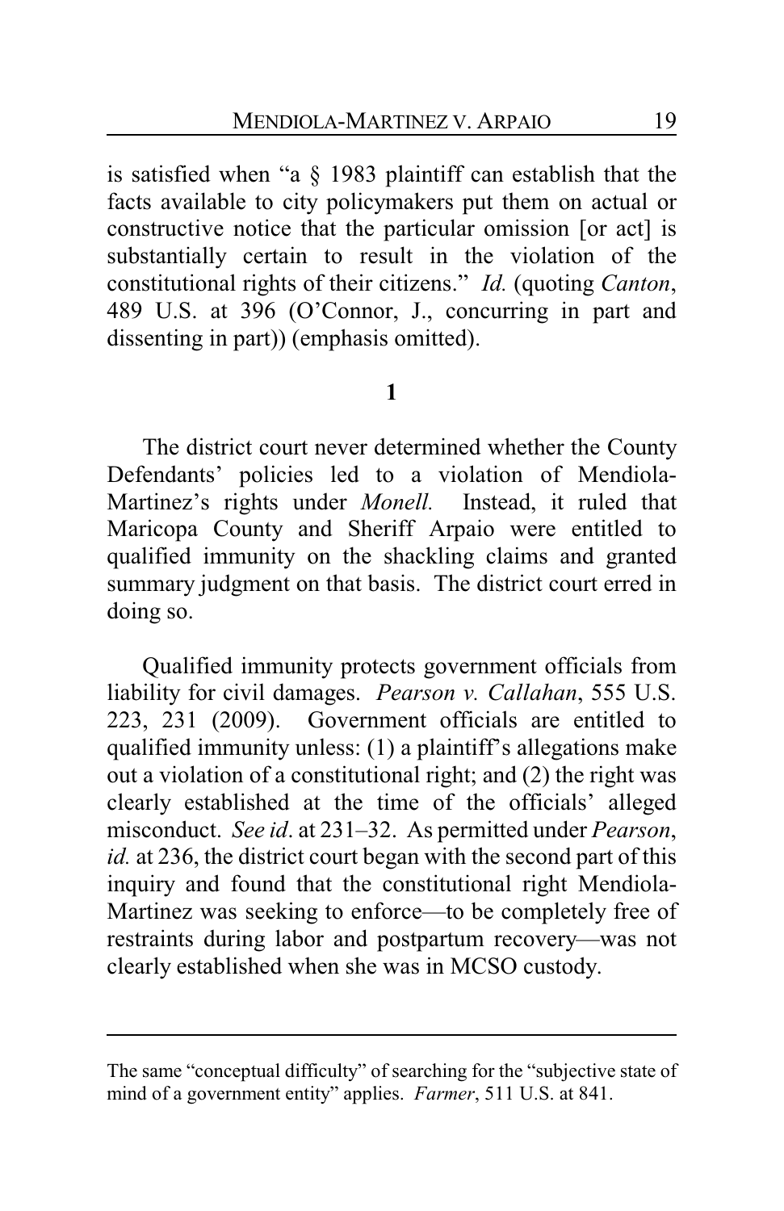is satisfied when "a § 1983 plaintiff can establish that the facts available to city policymakers put them on actual or constructive notice that the particular omission [or act] is substantially certain to result in the violation of the constitutional rights of their citizens." *Id.* (quoting *Canton*, 489 U.S. at 396 (O'Connor, J., concurring in part and dissenting in part)) (emphasis omitted).

**1**

The district court never determined whether the County Defendants' policies led to a violation of Mendiola-Martinez's rights under *Monell.* Instead, it ruled that Maricopa County and Sheriff Arpaio were entitled to qualified immunity on the shackling claims and granted summary judgment on that basis. The district court erred in doing so.

Qualified immunity protects government officials from liability for civil damages. *Pearson v. Callahan*, 555 U.S. 223, 231 (2009). Government officials are entitled to qualified immunity unless: (1) a plaintiff's allegations make out a violation of a constitutional right; and (2) the right was clearly established at the time of the officials' alleged misconduct. *See id*. at 231–32. As permitted under *Pearson*, *id.* at 236, the district court began with the second part of this inquiry and found that the constitutional right Mendiola-Martinez was seeking to enforce—to be completely free of restraints during labor and postpartum recovery—was not clearly established when she was in MCSO custody.

---

The same "conceptual difficulty" of searching for the "subjective state of mind of a government entity" applies. *Farmer*, 511 U.S. at 841.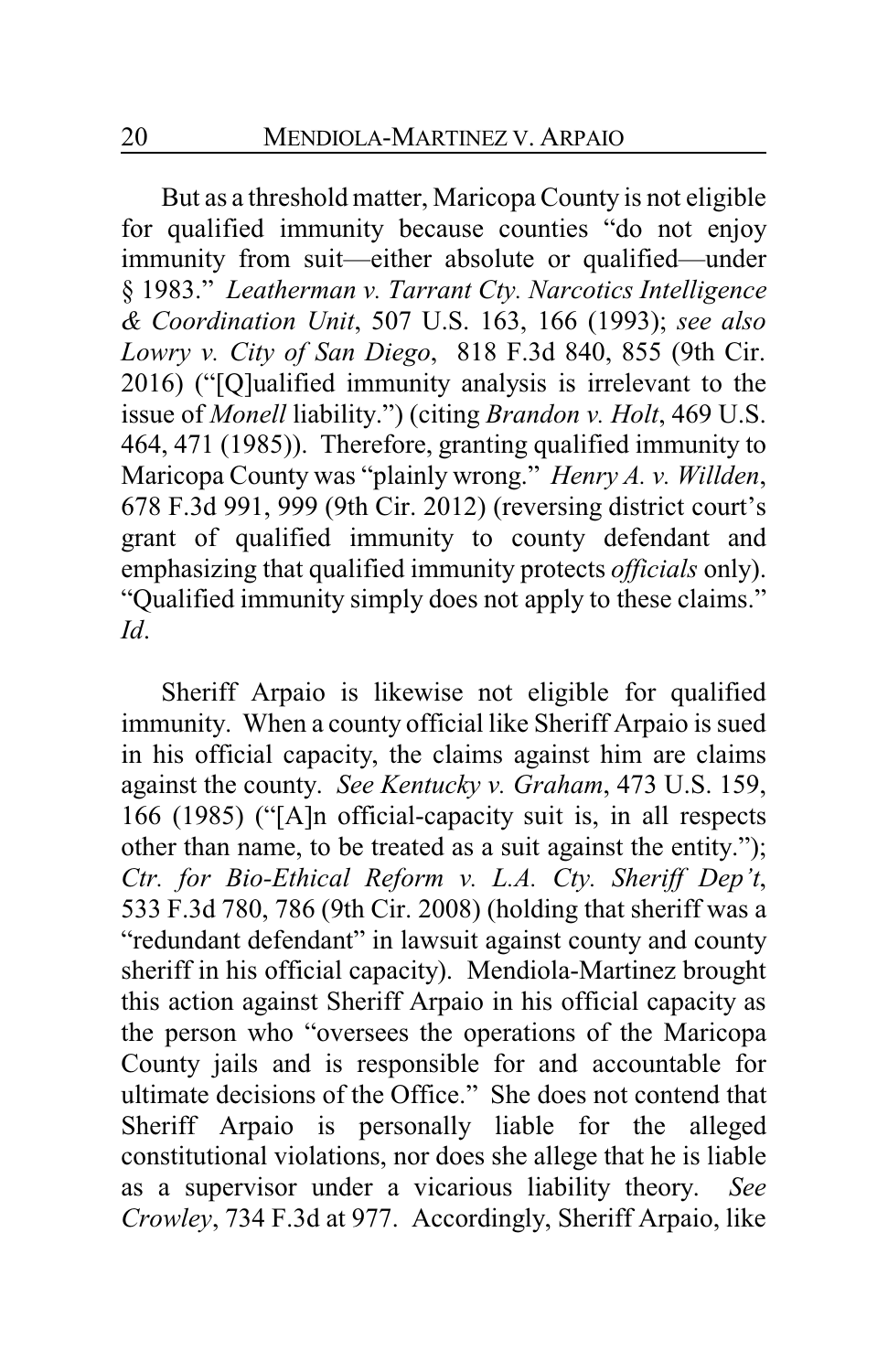But as a threshold matter, Maricopa County is not eligible for qualified immunity because counties "do not enjoy immunity from suit—either absolute or qualified—under § 1983." *Leatherman v. Tarrant Cty. Narcotics Intelligence & Coordination Unit*, 507 U.S. 163, 166 (1993); *see also Lowry v. City of San Diego*, 818 F.3d 840, 855 (9th Cir. 2016) ("[Q]ualified immunity analysis is irrelevant to the issue of *Monell* liability.") (citing *Brandon v. Holt*, 469 U.S. 464, 471 (1985)). Therefore, granting qualified immunity to Maricopa County was "plainly wrong." *Henry A. v. Willden*, 678 F.3d 991, 999 (9th Cir. 2012) (reversing district court's grant of qualified immunity to county defendant and emphasizing that qualified immunity protects *officials* only). "Qualified immunity simply does not apply to these claims." *Id*.

Sheriff Arpaio is likewise not eligible for qualified immunity. When a county official like Sheriff Arpaio is sued in his official capacity, the claims against him are claims against the county. *See Kentucky v. Graham*, 473 U.S. 159, 166 (1985) ("[A]n official-capacity suit is, in all respects other than name, to be treated as a suit against the entity."); *Ctr. for Bio-Ethical Reform v. L.A. Cty. Sheriff Dep't*, 533 F.3d 780, 786 (9th Cir. 2008) (holding that sheriff was a "redundant defendant" in lawsuit against county and county sheriff in his official capacity). Mendiola-Martinez brought this action against Sheriff Arpaio in his official capacity as the person who "oversees the operations of the Maricopa County jails and is responsible for and accountable for ultimate decisions of the Office." She does not contend that Sheriff Arpaio is personally liable for the alleged constitutional violations, nor does she allege that he is liable as a supervisor under a vicarious liability theory. *See Crowley*, 734 F.3d at 977. Accordingly, Sheriff Arpaio, like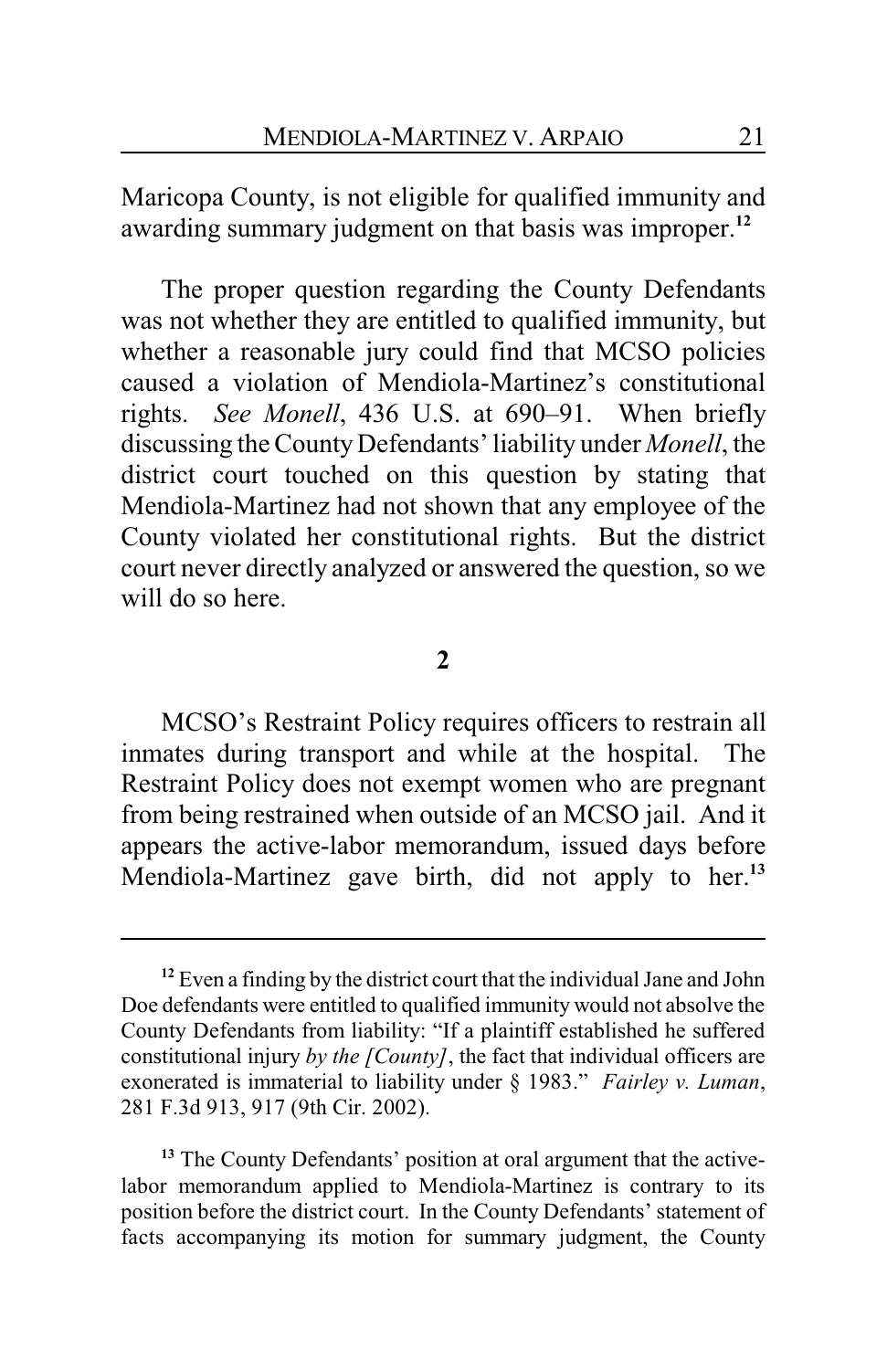Maricopa County, is not eligible for qualified immunity and awarding summary judgment on that basis was improper.[12]

The proper question regarding the County Defendants was not whether they are entitled to qualified immunity, but whether a reasonable jury could find that MCSO policies caused a violation of Mendiola-Martinez's constitutional rights. *See Monell*, 436 U.S. at 690–91. When briefly discussing the County Defendants' liability under *Monell*, the district court touched on this question by stating that Mendiola-Martinez had not shown that any employee of the County violated her constitutional rights. But the district court never directly analyzed or answered the question, so we will do so here.

**2**

MCSO's Restraint Policy requires officers to restrain all inmates during transport and while at the hospital. The Restraint Policy does not exempt women who are pregnant from being restrained when outside of an MCSO jail. And it appears the active-labor memorandum, issued days before Mendiola-Martinez gave birth, did not apply to her.[13]

---

[12] Even a finding by the district court that the individual Jane and John Doe defendants were entitled to qualified immunity would not absolve the County Defendants from liability: "If a plaintiff established he suffered constitutional injury *by the [County]*, the fact that individual officers are exonerated is immaterial to liability under § 1983." *Fairley v. Luman*, 281 F.3d 913, 917 (9th Cir. 2002).

[13] The County Defendants' position at oral argument that the active-labor memorandum applied to Mendiola-Martinez is contrary to its position before the district court. In the County Defendants' statement of facts accompanying its motion for summary judgment, the County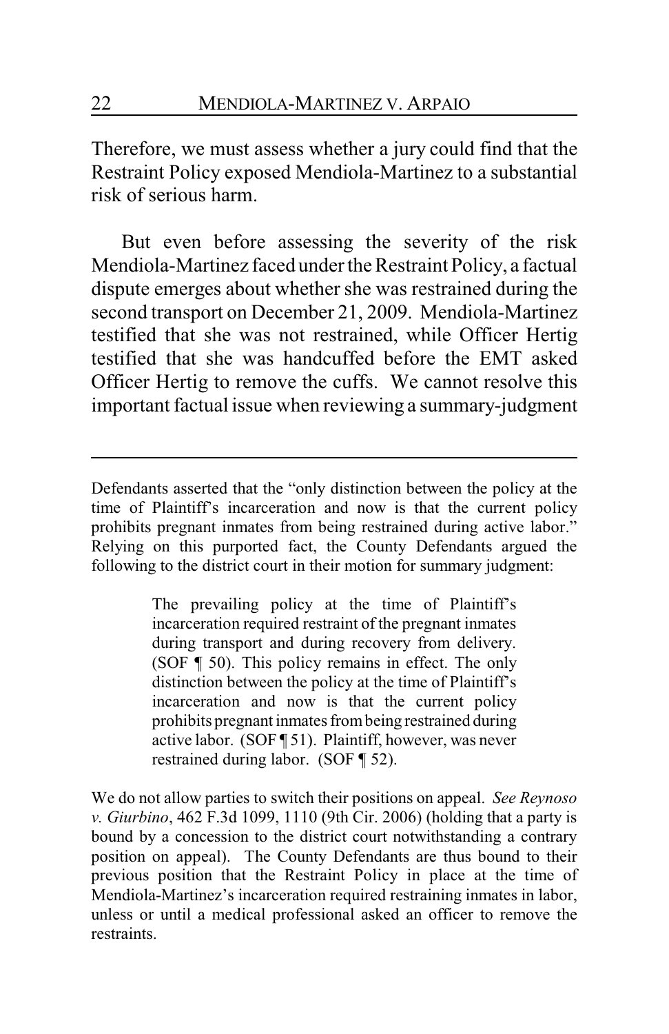Therefore, we must assess whether a jury could find that the Restraint Policy exposed Mendiola-Martinez to a substantial risk of serious harm.

But even before assessing the severity of the risk Mendiola-Martinez faced under the Restraint Policy, a factual dispute emerges about whether she was restrained during the second transport on December 21, 2009. Mendiola-Martinez testified that she was not restrained, while Officer Hertig testified that she was handcuffed before the EMT asked Officer Hertig to remove the cuffs. We cannot resolve this important factual issue when reviewing a summary-judgment

---

Defendants asserted that the "only distinction between the policy at the time of Plaintiff's incarceration and now is that the current policy prohibits pregnant inmates from being restrained during active labor." Relying on this purported fact, the County Defendants argued the following to the district court in their motion for summary judgment:

> The prevailing policy at the time of Plaintiff's incarceration required restraint of the pregnant inmates during transport and during recovery from delivery. (SOF ¶ 50). This policy remains in effect. The only distinction between the policy at the time of Plaintiff's incarceration and now is that the current policy prohibits pregnant inmates from being restrained during active labor. (SOF ¶ 51). Plaintiff, however, was never restrained during labor. (SOF ¶ 52).

We do not allow parties to switch their positions on appeal. *See Reynoso v. Giurbino*, 462 F.3d 1099, 1110 (9th Cir. 2006) (holding that a party is bound by a concession to the district court notwithstanding a contrary position on appeal). The County Defendants are thus bound to their previous position that the Restraint Policy in place at the time of Mendiola-Martinez's incarceration required restraining inmates in labor, unless or until a medical professional asked an officer to remove the restraints.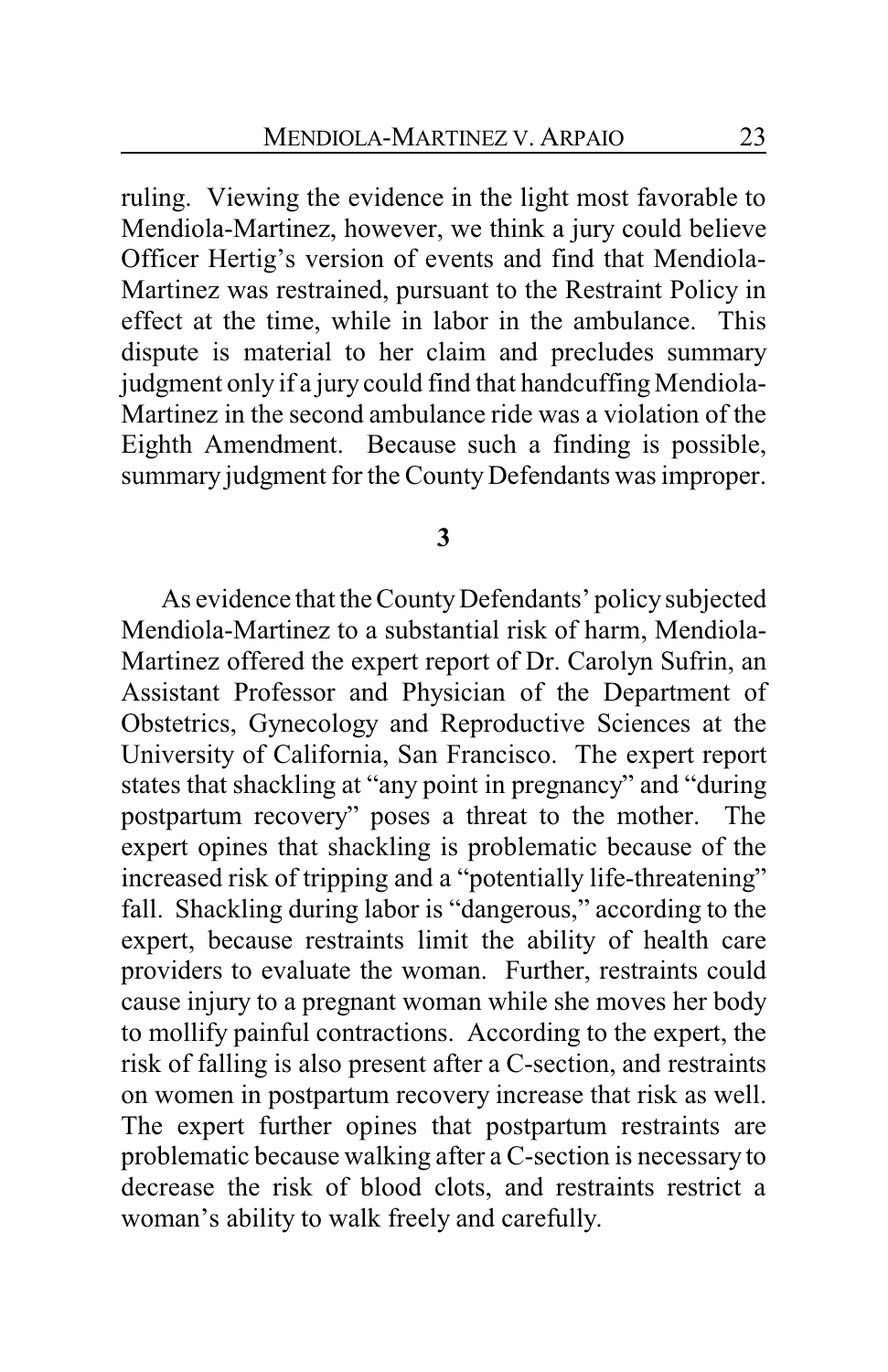ruling. Viewing the evidence in the light most favorable to Mendiola-Martinez, however, we think a jury could believe Officer Hertig's version of events and find that Mendiola-Martinez was restrained, pursuant to the Restraint Policy in effect at the time, while in labor in the ambulance. This dispute is material to her claim and precludes summary judgment only if a jury could find that handcuffing Mendiola-Martinez in the second ambulance ride was a violation of the Eighth Amendment. Because such a finding is possible, summary judgment for the County Defendants was improper.

**3**

As evidence that the County Defendants' policy subjected Mendiola-Martinez to a substantial risk of harm, Mendiola-Martinez offered the expert report of Dr. Carolyn Sufrin, an Assistant Professor and Physician of the Department of Obstetrics, Gynecology and Reproductive Sciences at the University of California, San Francisco. The expert report states that shackling at "any point in pregnancy" and "during postpartum recovery" poses a threat to the mother. The expert opines that shackling is problematic because of the increased risk of tripping and a "potentially life-threatening" fall. Shackling during labor is "dangerous," according to the expert, because restraints limit the ability of health care providers to evaluate the woman. Further, restraints could cause injury to a pregnant woman while she moves her body to mollify painful contractions. According to the expert, the risk of falling is also present after a C-section, and restraints on women in postpartum recovery increase that risk as well. The expert further opines that postpartum restraints are problematic because walking after a C-section is necessary to decrease the risk of blood clots, and restraints restrict a woman's ability to walk freely and carefully.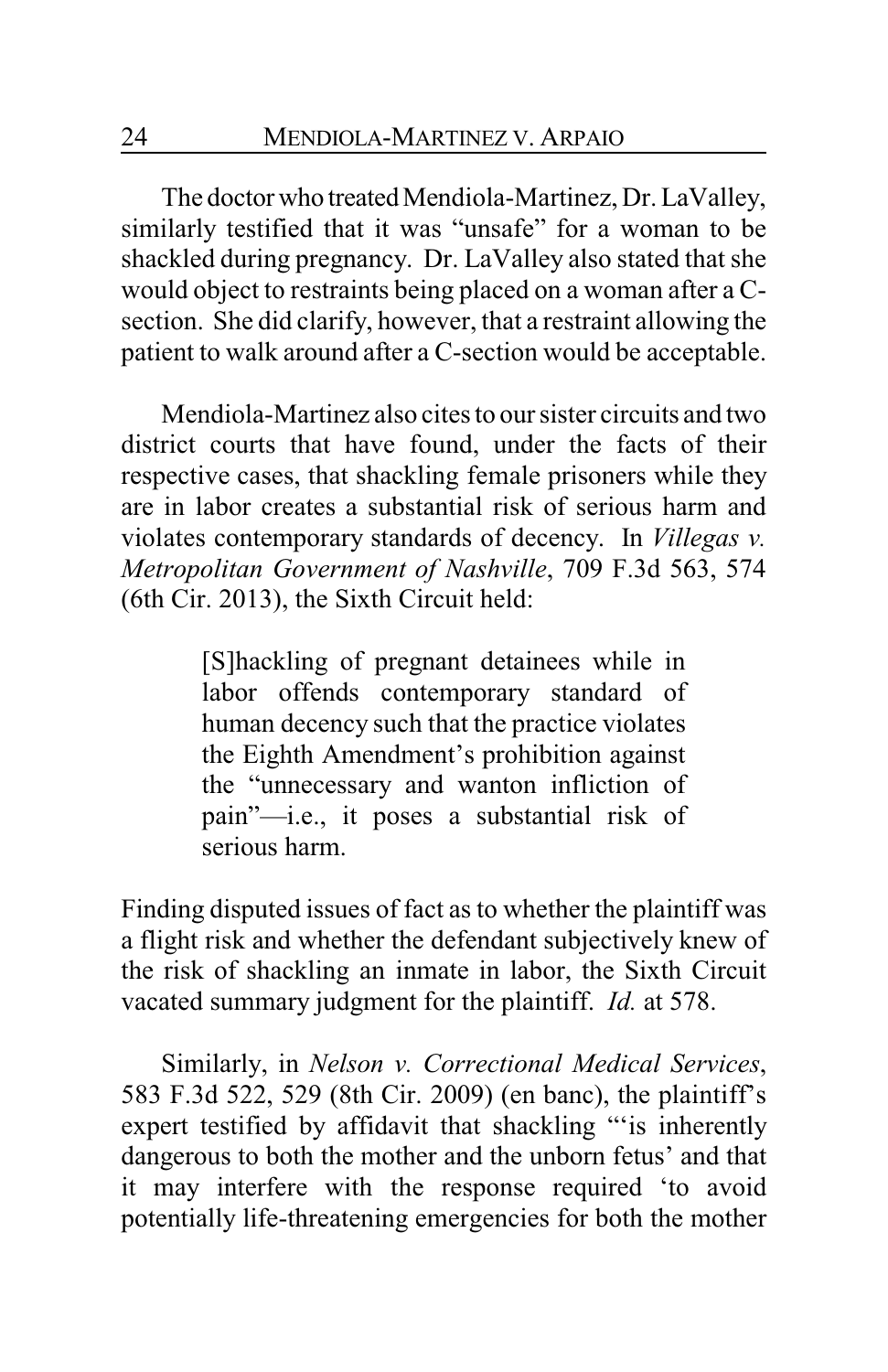The doctor who treated Mendiola-Martinez, Dr. LaValley, similarly testified that it was "unsafe" for a woman to be shackled during pregnancy. Dr. LaValley also stated that she would object to restraints being placed on a woman after a C-section. She did clarify, however, that a restraint allowing the patient to walk around after a C-section would be acceptable.

Mendiola-Martinez also cites to our sister circuits and two district courts that have found, under the facts of their respective cases, that shackling female prisoners while they are in labor creates a substantial risk of serious harm and violates contemporary standards of decency. In *Villegas v. Metropolitan Government of Nashville*, 709 F.3d 563, 574 (6th Cir. 2013), the Sixth Circuit held:

> [S]hackling of pregnant detainees while in labor offends contemporary standard of human decency such that the practice violates the Eighth Amendment's prohibition against the "unnecessary and wanton infliction of pain"—i.e., it poses a substantial risk of serious harm.

Finding disputed issues of fact as to whether the plaintiff was a flight risk and whether the defendant subjectively knew of the risk of shackling an inmate in labor, the Sixth Circuit vacated summary judgment for the plaintiff. *Id.* at 578.

Similarly, in *Nelson v. Correctional Medical Services*, 583 F.3d 522, 529 (8th Cir. 2009) (en banc), the plaintiff's expert testified by affidavit that shackling "'is inherently dangerous to both the mother and the unborn fetus' and that it may interfere with the response required 'to avoid potentially life-threatening emergencies for both the mother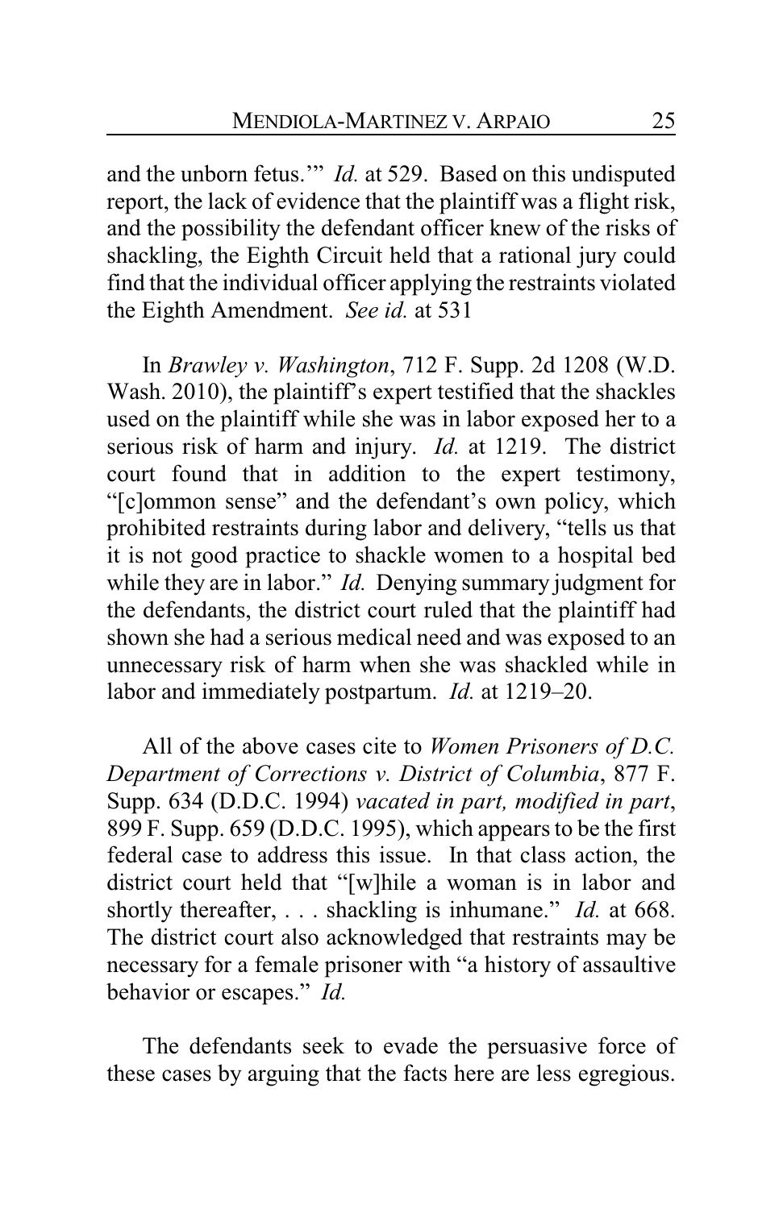and the unborn fetus.'" *Id.* at 529. Based on this undisputed report, the lack of evidence that the plaintiff was a flight risk, and the possibility the defendant officer knew of the risks of shackling, the Eighth Circuit held that a rational jury could find that the individual officer applying the restraints violated the Eighth Amendment. *See id.* at 531

In *Brawley v. Washington*, 712 F. Supp. 2d 1208 (W.D. Wash. 2010), the plaintiff's expert testified that the shackles used on the plaintiff while she was in labor exposed her to a serious risk of harm and injury. *Id.* at 1219. The district court found that in addition to the expert testimony, "[c]ommon sense" and the defendant's own policy, which prohibited restraints during labor and delivery, "tells us that it is not good practice to shackle women to a hospital bed while they are in labor." *Id.* Denying summary judgment for the defendants, the district court ruled that the plaintiff had shown she had a serious medical need and was exposed to an unnecessary risk of harm when she was shackled while in labor and immediately postpartum. *Id.* at 1219–20.

All of the above cases cite to *Women Prisoners of D.C. Department of Corrections v. District of Columbia*, 877 F. Supp. 634 (D.D.C. 1994) *vacated in part, modified in part*, 899 F. Supp. 659 (D.D.C. 1995), which appears to be the first federal case to address this issue. In that class action, the district court held that "[w]hile a woman is in labor and shortly thereafter, . . . shackling is inhumane." *Id.* at 668. The district court also acknowledged that restraints may be necessary for a female prisoner with "a history of assaultive behavior or escapes." *Id.*

The defendants seek to evade the persuasive force of these cases by arguing that the facts here are less egregious.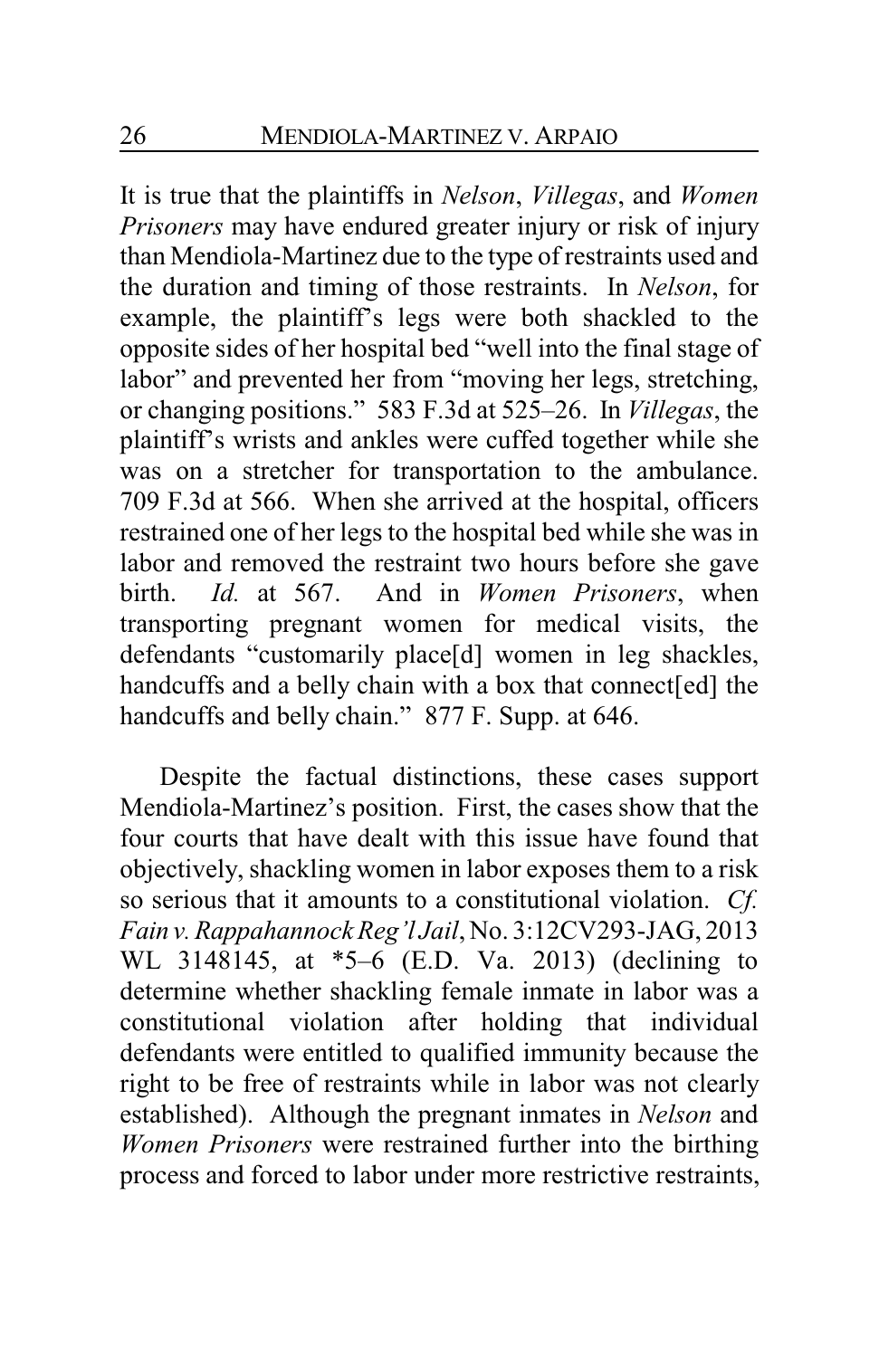It is true that the plaintiffs in *Nelson*, *Villegas*, and *Women Prisoners* may have endured greater injury or risk of injury than Mendiola-Martinez due to the type of restraints used and the duration and timing of those restraints. In *Nelson*, for example, the plaintiff's legs were both shackled to the opposite sides of her hospital bed "well into the final stage of labor" and prevented her from "moving her legs, stretching, or changing positions." 583 F.3d at 525–26. In *Villegas*, the plaintiff's wrists and ankles were cuffed together while she was on a stretcher for transportation to the ambulance. 709 F.3d at 566. When she arrived at the hospital, officers restrained one of her legs to the hospital bed while she was in labor and removed the restraint two hours before she gave birth. *Id.* at 567. And in *Women Prisoners*, when transporting pregnant women for medical visits, the defendants "customarily place[d] women in leg shackles, handcuffs and a belly chain with a box that connect[ed] the handcuffs and belly chain." 877 F. Supp. at 646.

Despite the factual distinctions, these cases support Mendiola-Martinez's position. First, the cases show that the four courts that have dealt with this issue have found that objectively, shackling women in labor exposes them to a risk so serious that it amounts to a constitutional violation. *Cf. Fain v. Rappahannock Reg'l Jail*, No. 3:12CV293-JAG, 2013 WL 3148145, at *5–6 (E.D. Va. 2013) (declining to determine whether shackling female inmate in labor was a constitutional violation after holding that individual defendants were entitled to qualified immunity because the right to be free of restraints while in labor was not clearly established). Although the pregnant inmates in *Nelson* and *Women Prisoners* were restrained further into the birthing process and forced to labor under more restrictive restraints,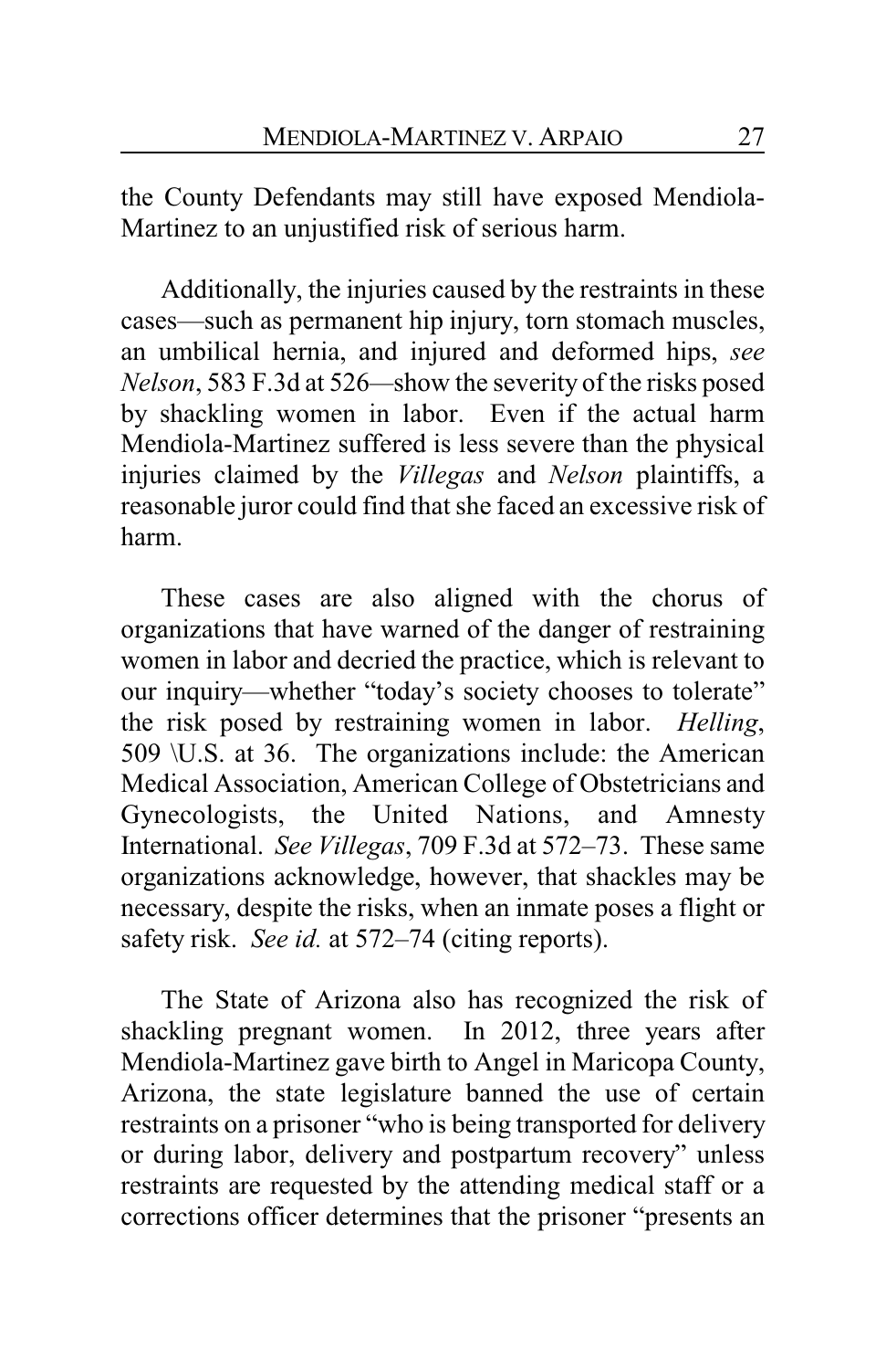the County Defendants may still have exposed Mendiola-Martinez to an unjustified risk of serious harm.

Additionally, the injuries caused by the restraints in these cases—such as permanent hip injury, torn stomach muscles, an umbilical hernia, and injured and deformed hips, *see Nelson*, 583 F.3d at 526—show the severity of the risks posed by shackling women in labor. Even if the actual harm Mendiola-Martinez suffered is less severe than the physical injuries claimed by the *Villegas* and *Nelson* plaintiffs, a reasonable juror could find that she faced an excessive risk of harm.

These cases are also aligned with the chorus of organizations that have warned of the danger of restraining women in labor and decried the practice, which is relevant to our inquiry—whether "today's society chooses to tolerate" the risk posed by restraining women in labor. *Helling*, 509 \U.S. at 36. The organizations include: the American Medical Association, American College of Obstetricians and Gynecologists, the United Nations, and Amnesty International. *See Villegas*, 709 F.3d at 572–73. These same organizations acknowledge, however, that shackles may be necessary, despite the risks, when an inmate poses a flight or safety risk. *See id.* at 572–74 (citing reports).

The State of Arizona also has recognized the risk of shackling pregnant women. In 2012, three years after Mendiola-Martinez gave birth to Angel in Maricopa County, Arizona, the state legislature banned the use of certain restraints on a prisoner "who is being transported for delivery or during labor, delivery and postpartum recovery" unless restraints are requested by the attending medical staff or a corrections officer determines that the prisoner "presents an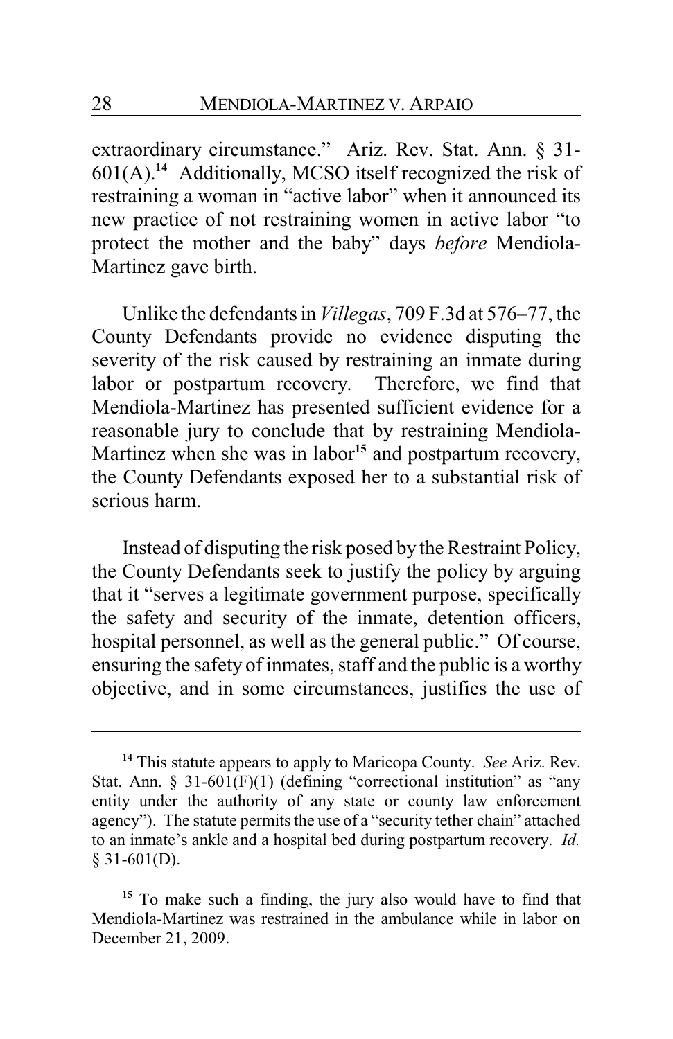extraordinary circumstance." Ariz. Rev. Stat. Ann. § 31-601(A).[14] Additionally, MCSO itself recognized the risk of restraining a woman in "active labor" when it announced its new practice of not restraining women in active labor "to protect the mother and the baby" days *before* Mendiola-Martinez gave birth.

Unlike the defendants in *Villegas*, 709 F.3d at 576–77, the County Defendants provide no evidence disputing the severity of the risk caused by restraining an inmate during labor or postpartum recovery. Therefore, we find that Mendiola-Martinez has presented sufficient evidence for a reasonable jury to conclude that by restraining Mendiola-Martinez when she was in labor[15] and postpartum recovery, the County Defendants exposed her to a substantial risk of serious harm.

Instead of disputing the risk posed by the Restraint Policy, the County Defendants seek to justify the policy by arguing that it "serves a legitimate government purpose, specifically the safety and security of the inmate, detention officers, hospital personnel, as well as the general public." Of course, ensuring the safety of inmates, staff and the public is a worthy objective, and in some circumstances, justifies the use of

---

[14] This statute appears to apply to Maricopa County. *See* Ariz. Rev. Stat. Ann. § 31-601(F)(1) (defining "correctional institution" as "any entity under the authority of any state or county law enforcement agency"). The statute permits the use of a "security tether chain" attached to an inmate's ankle and a hospital bed during postpartum recovery. *Id.* § 31-601(D).

[15] To make such a finding, the jury also would have to find that Mendiola-Martinez was restrained in the ambulance while in labor on December 21, 2009.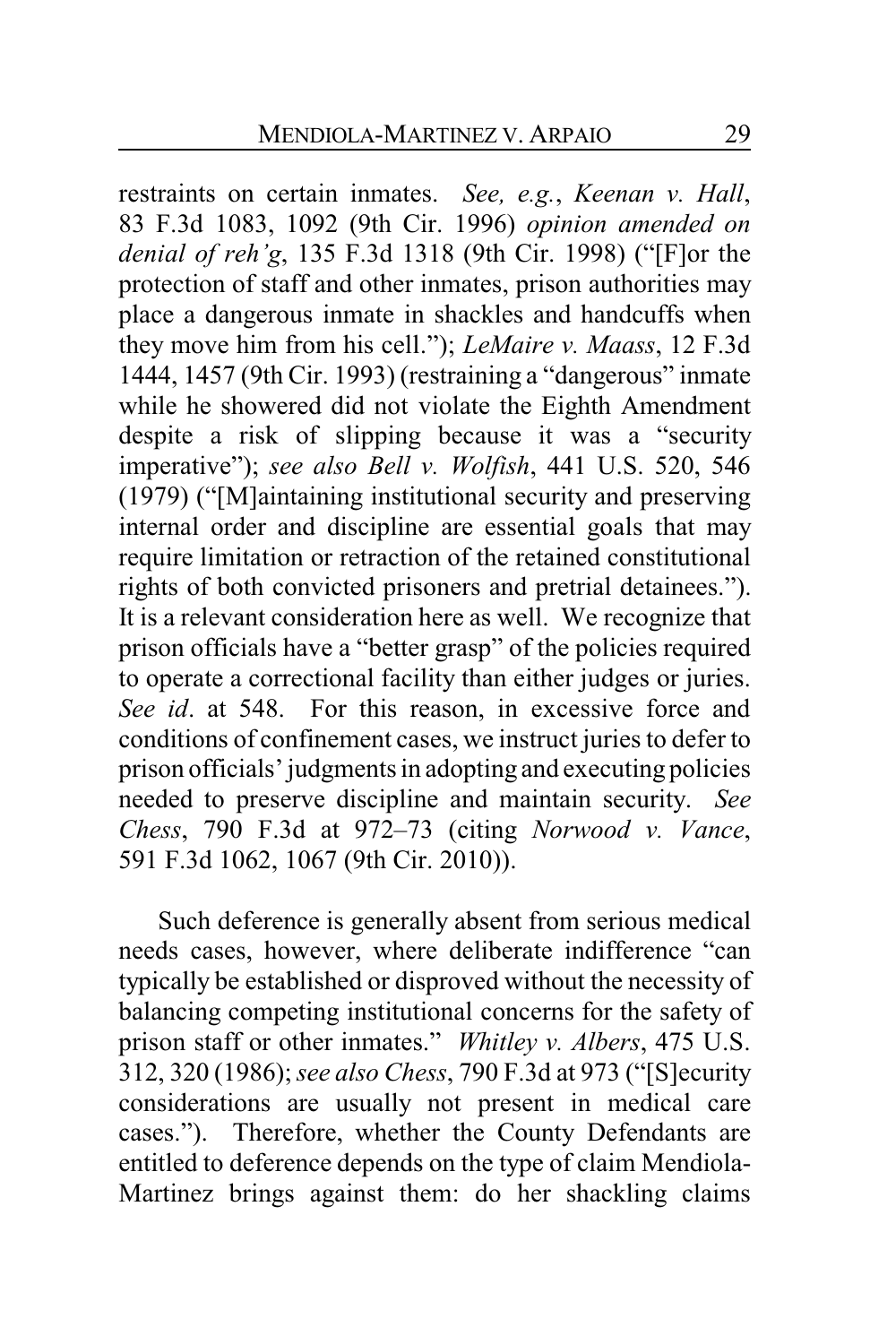restraints on certain inmates. *See, e.g.*, *Keenan v. Hall*, 83 F.3d 1083, 1092 (9th Cir. 1996) *opinion amended on denial of reh'g*, 135 F.3d 1318 (9th Cir. 1998) ("[F]or the protection of staff and other inmates, prison authorities may place a dangerous inmate in shackles and handcuffs when they move him from his cell."); *LeMaire v. Maass*, 12 F.3d 1444, 1457 (9th Cir. 1993) (restraining a "dangerous" inmate while he showered did not violate the Eighth Amendment despite a risk of slipping because it was a "security imperative"); *see also Bell v. Wolfish*, 441 U.S. 520, 546 (1979) ("[M]aintaining institutional security and preserving internal order and discipline are essential goals that may require limitation or retraction of the retained constitutional rights of both convicted prisoners and pretrial detainees."). It is a relevant consideration here as well. We recognize that prison officials have a "better grasp" of the policies required to operate a correctional facility than either judges or juries. *See id*. at 548. For this reason, in excessive force and conditions of confinement cases, we instruct juries to defer to prison officials' judgments in adopting and executing policies needed to preserve discipline and maintain security. *See Chess*, 790 F.3d at 972–73 (citing *Norwood v. Vance*, 591 F.3d 1062, 1067 (9th Cir. 2010)).

Such deference is generally absent from serious medical needs cases, however, where deliberate indifference "can typically be established or disproved without the necessity of balancing competing institutional concerns for the safety of prison staff or other inmates." *Whitley v. Albers*, 475 U.S. 312, 320 (1986); *see also Chess*, 790 F.3d at 973 ("[S]ecurity considerations are usually not present in medical care cases."). Therefore, whether the County Defendants are entitled to deference depends on the type of claim Mendiola-Martinez brings against them: do her shackling claims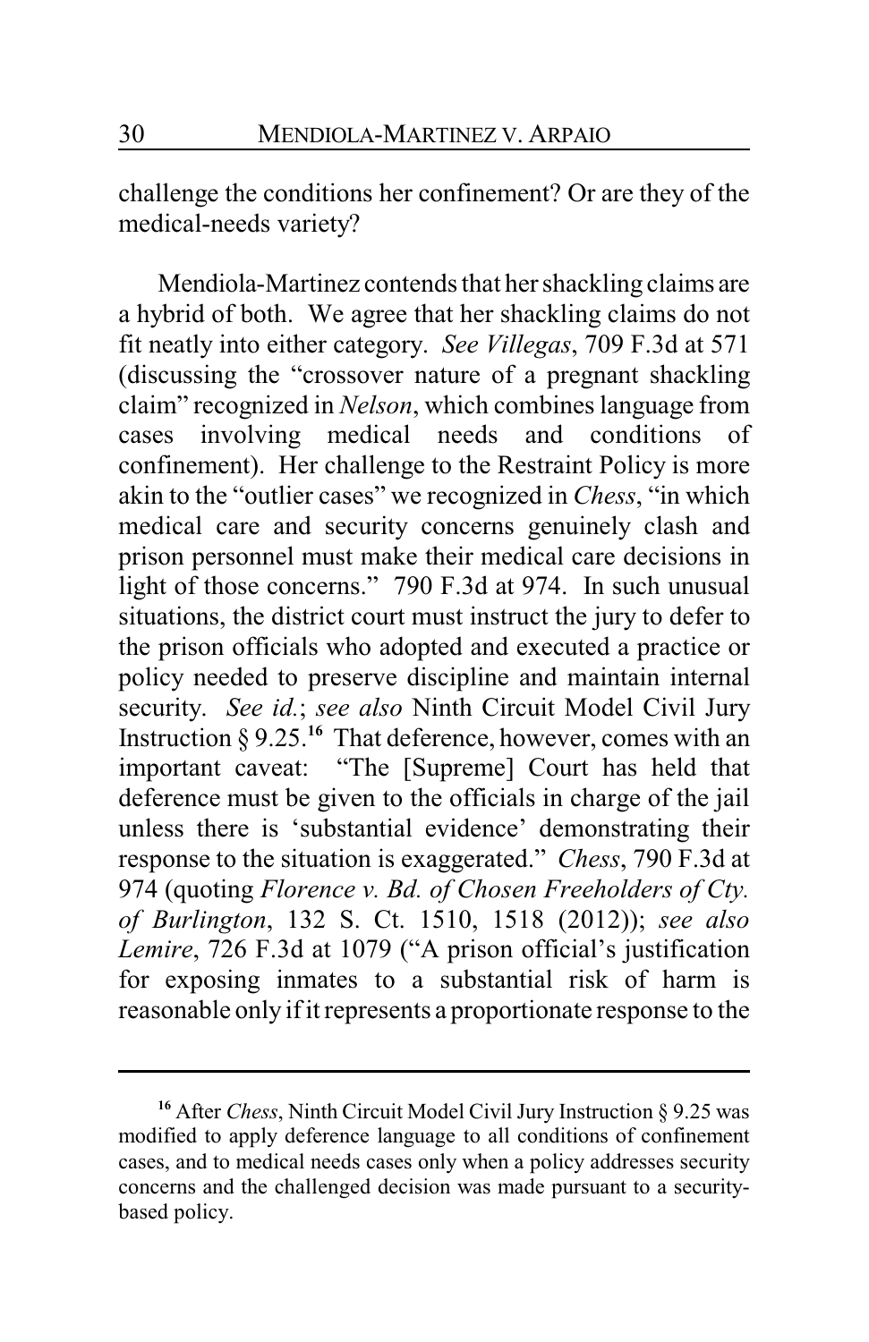challenge the conditions her confinement? Or are they of the medical-needs variety?

Mendiola-Martinez contends that her shackling claims are a hybrid of both. We agree that her shackling claims do not fit neatly into either category. *See Villegas*, 709 F.3d at 571 (discussing the "crossover nature of a pregnant shackling claim" recognized in *Nelson*, which combines language from cases involving medical needs and conditions of confinement). Her challenge to the Restraint Policy is more akin to the "outlier cases" we recognized in *Chess*, "in which medical care and security concerns genuinely clash and prison personnel must make their medical care decisions in light of those concerns." 790 F.3d at 974. In such unusual situations, the district court must instruct the jury to defer to the prison officials who adopted and executed a practice or policy needed to preserve discipline and maintain internal security. *See id.*; *see also* Ninth Circuit Model Civil Jury Instruction § 9.25.[16] That deference, however, comes with an important caveat: "The [Supreme] Court has held that deference must be given to the officials in charge of the jail unless there is 'substantial evidence' demonstrating their response to the situation is exaggerated." *Chess*, 790 F.3d at 974 (quoting *Florence v. Bd. of Chosen Freeholders of Cty. of Burlington*, 132 S. Ct. 1510, 1518 (2012)); *see also Lemire*, 726 F.3d at 1079 ("A prison official's justification for exposing inmates to a substantial risk of harm is reasonable only if it represents a proportionate response to the

---

[16] After *Chess*, Ninth Circuit Model Civil Jury Instruction § 9.25 was modified to apply deference language to all conditions of confinement cases, and to medical needs cases only when a policy addresses security concerns and the challenged decision was made pursuant to a security-based policy.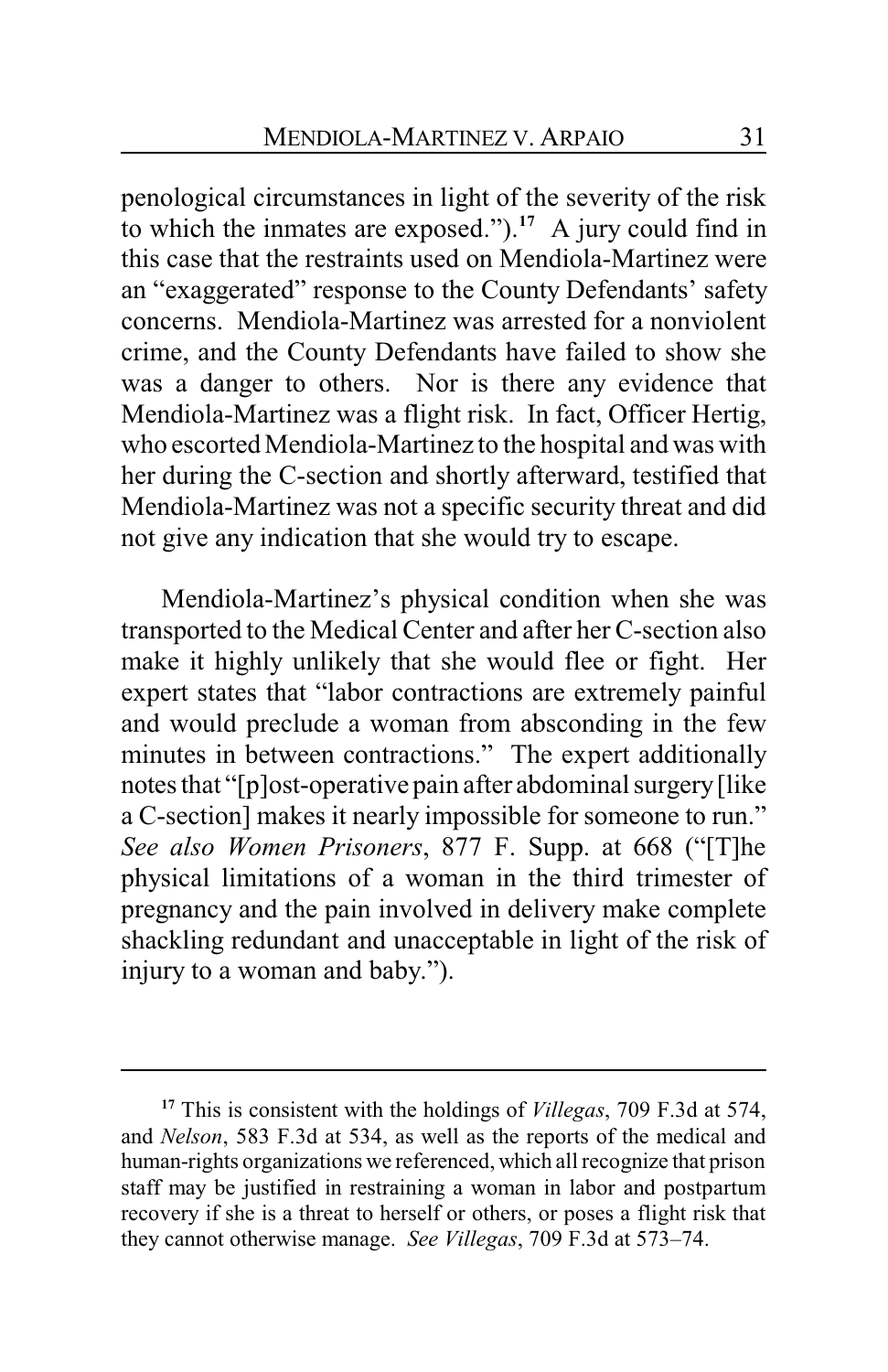penological circumstances in light of the severity of the risk to which the inmates are exposed.").[17] A jury could find in this case that the restraints used on Mendiola-Martinez were an "exaggerated" response to the County Defendants' safety concerns. Mendiola-Martinez was arrested for a nonviolent crime, and the County Defendants have failed to show she was a danger to others. Nor is there any evidence that Mendiola-Martinez was a flight risk. In fact, Officer Hertig, who escorted Mendiola-Martinez to the hospital and was with her during the C-section and shortly afterward, testified that Mendiola-Martinez was not a specific security threat and did not give any indication that she would try to escape.

Mendiola-Martinez's physical condition when she was transported to the Medical Center and after her C-section also make it highly unlikely that she would flee or fight. Her expert states that "labor contractions are extremely painful and would preclude a woman from absconding in the few minutes in between contractions." The expert additionally notes that "[p]ost-operative pain after abdominal surgery [like a C-section] makes it nearly impossible for someone to run." *See also Women Prisoners*, 877 F. Supp. at 668 ("[T]he physical limitations of a woman in the third trimester of pregnancy and the pain involved in delivery make complete shackling redundant and unacceptable in light of the risk of injury to a woman and baby.").

---

[17] This is consistent with the holdings of *Villegas*, 709 F.3d at 574, and *Nelson*, 583 F.3d at 534, as well as the reports of the medical and human-rights organizations we referenced, which all recognize that prison staff may be justified in restraining a woman in labor and postpartum recovery if she is a threat to herself or others, or poses a flight risk that they cannot otherwise manage. *See Villegas*, 709 F.3d at 573–74.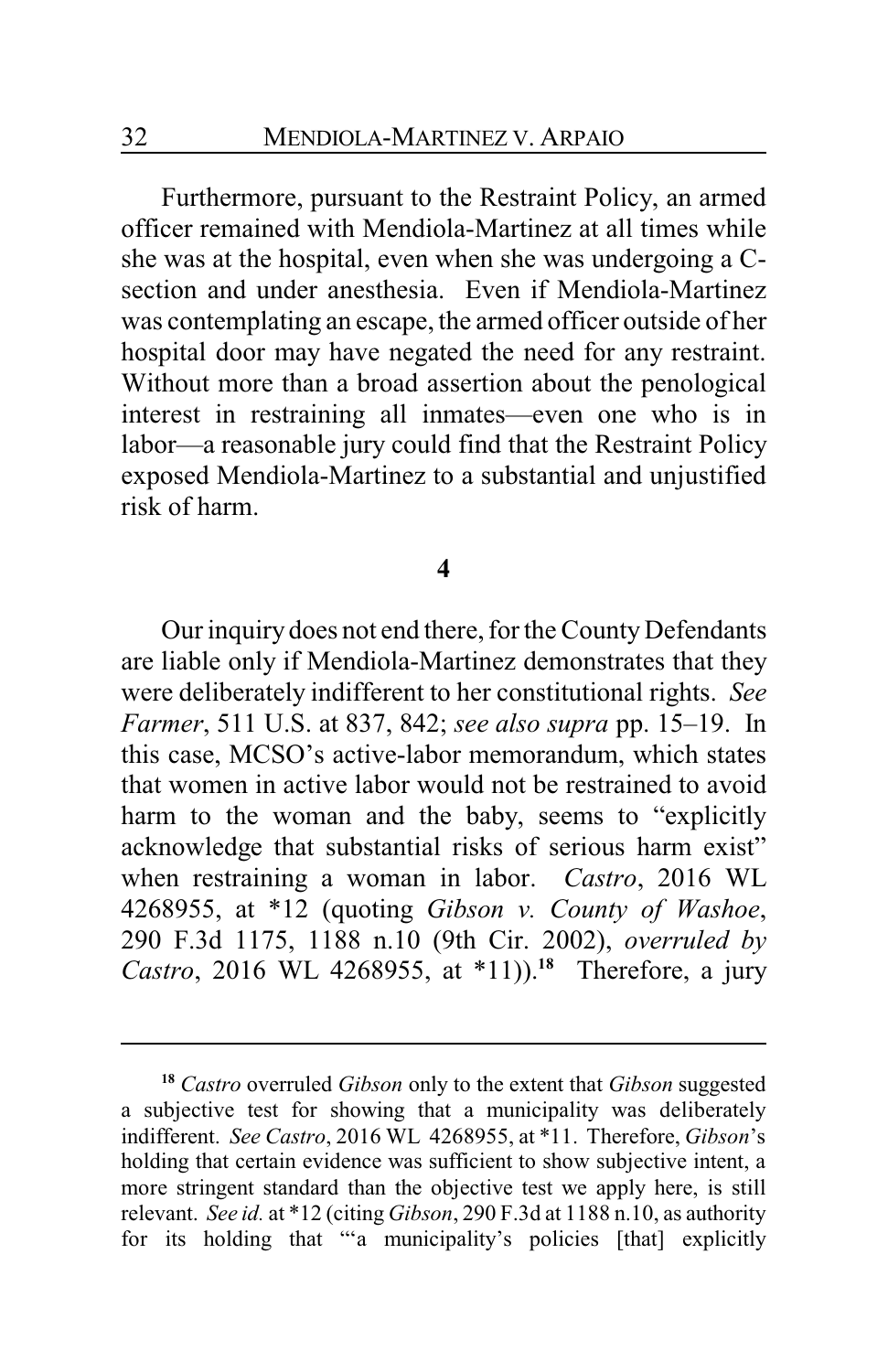Furthermore, pursuant to the Restraint Policy, an armed officer remained with Mendiola-Martinez at all times while she was at the hospital, even when she was undergoing a C-section and under anesthesia. Even if Mendiola-Martinez was contemplating an escape, the armed officer outside of her hospital door may have negated the need for any restraint. Without more than a broad assertion about the penological interest in restraining all inmates—even one who is in labor—a reasonable jury could find that the Restraint Policy exposed Mendiola-Martinez to a substantial and unjustified risk of harm.

### 4

Our inquiry does not end there, for the County Defendants are liable only if Mendiola-Martinez demonstrates that they were deliberately indifferent to her constitutional rights. *See Farmer*, 511 U.S. at 837, 842; *see also supra* pp. 15–19. In this case, MCSO's active-labor memorandum, which states that women in active labor would not be restrained to avoid harm to the woman and the baby, seems to "explicitly acknowledge that substantial risks of serious harm exist" when restraining a woman in labor. *Castro*, 2016 WL 4268955, at *12 (quoting *Gibson v. County of Washoe*, 290 F.3d 1175, 1188 n.10 (9th Cir. 2002), *overruled by Castro*, 2016 WL 4268955, at *11)).[18] Therefore, a jury

---

[18] *Castro* overruled *Gibson* only to the extent that *Gibson* suggested a subjective test for showing that a municipality was deliberately indifferent. *See Castro*, 2016 WL 4268955, at *11. Therefore, *Gibson*'s holding that certain evidence was sufficient to show subjective intent, a more stringent standard than the objective test we apply here, is still relevant. *See id.* at *12 (citing *Gibson*, 290 F.3d at 1188 n.10, as authority for its holding that "'a municipality's policies [that] explicitly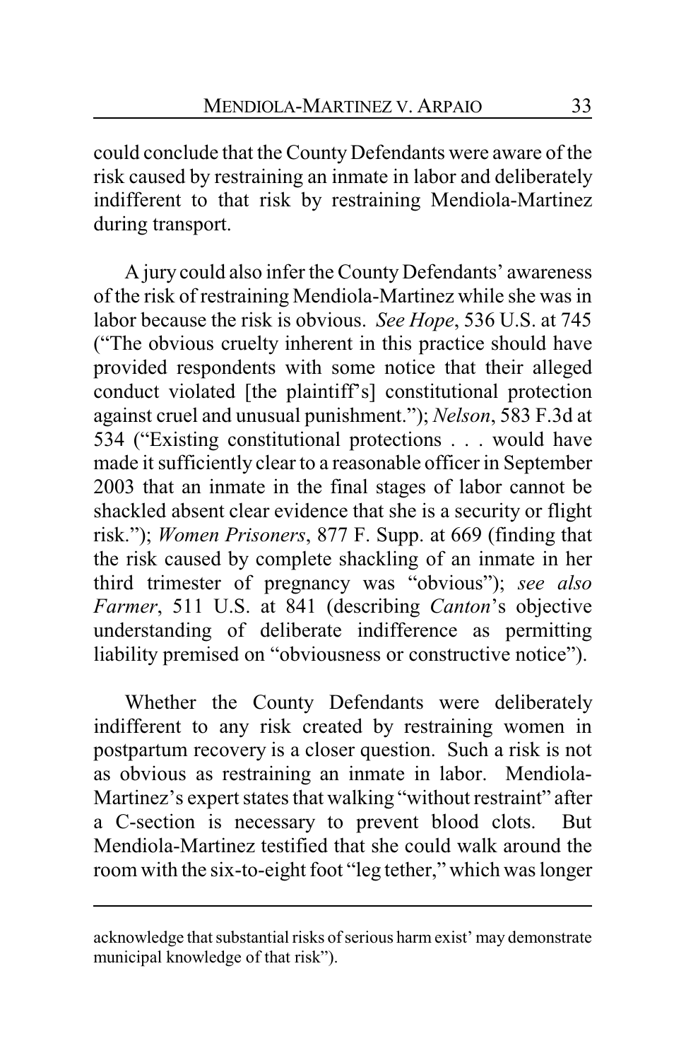could conclude that the County Defendants were aware of the risk caused by restraining an inmate in labor and deliberately indifferent to that risk by restraining Mendiola-Martinez during transport.

A jury could also infer the County Defendants' awareness of the risk of restraining Mendiola-Martinez while she was in labor because the risk is obvious. *See Hope*, 536 U.S. at 745 ("The obvious cruelty inherent in this practice should have provided respondents with some notice that their alleged conduct violated [the plaintiff's] constitutional protection against cruel and unusual punishment."); *Nelson*, 583 F.3d at 534 ("Existing constitutional protections . . . would have made it sufficiently clear to a reasonable officer in September 2003 that an inmate in the final stages of labor cannot be shackled absent clear evidence that she is a security or flight risk."); *Women Prisoners*, 877 F. Supp. at 669 (finding that the risk caused by complete shackling of an inmate in her third trimester of pregnancy was "obvious"); *see also Farmer*, 511 U.S. at 841 (describing *Canton*'s objective understanding of deliberate indifference as permitting liability premised on "obviousness or constructive notice").

Whether the County Defendants were deliberately indifferent to any risk created by restraining women in postpartum recovery is a closer question. Such a risk is not as obvious as restraining an inmate in labor. Mendiola-Martinez's expert states that walking "without restraint" after a C-section is necessary to prevent blood clots. But Mendiola-Martinez testified that she could walk around the room with the six-to-eight foot "leg tether," which was longer

acknowledge that substantial risks of serious harm exist' may demonstrate municipal knowledge of that risk").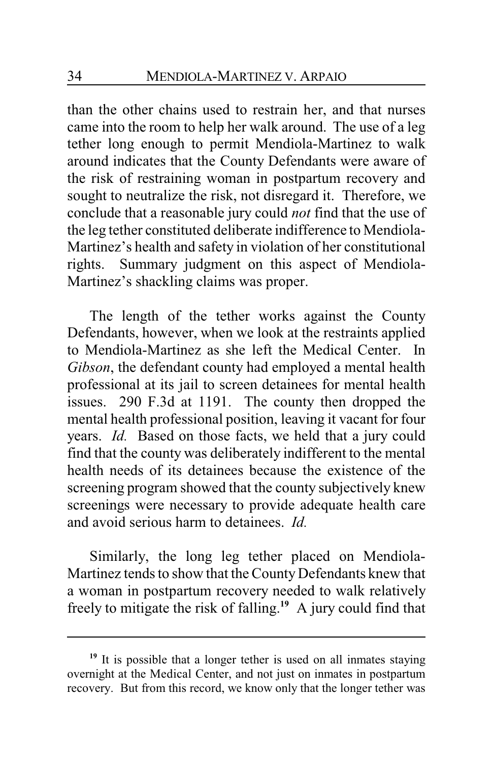than the other chains used to restrain her, and that nurses came into the room to help her walk around. The use of a leg tether long enough to permit Mendiola-Martinez to walk around indicates that the County Defendants were aware of the risk of restraining woman in postpartum recovery and sought to neutralize the risk, not disregard it. Therefore, we conclude that a reasonable jury could *not* find that the use of the leg tether constituted deliberate indifference to Mendiola-Martinez's health and safety in violation of her constitutional rights. Summary judgment on this aspect of Mendiola-Martinez's shackling claims was proper.

The length of the tether works against the County Defendants, however, when we look at the restraints applied to Mendiola-Martinez as she left the Medical Center. In *Gibson*, the defendant county had employed a mental health professional at its jail to screen detainees for mental health issues. 290 F.3d at 1191. The county then dropped the mental health professional position, leaving it vacant for four years. *Id.* Based on those facts, we held that a jury could find that the county was deliberately indifferent to the mental health needs of its detainees because the existence of the screening program showed that the county subjectively knew screenings were necessary to provide adequate health care and avoid serious harm to detainees. *Id.*

Similarly, the long leg tether placed on Mendiola-Martinez tends to show that the County Defendants knew that a woman in postpartum recovery needed to walk relatively freely to mitigate the risk of falling.[19] A jury could find that

---

[19] It is possible that a longer tether is used on all inmates staying overnight at the Medical Center, and not just on inmates in postpartum recovery. But from this record, we know only that the longer tether was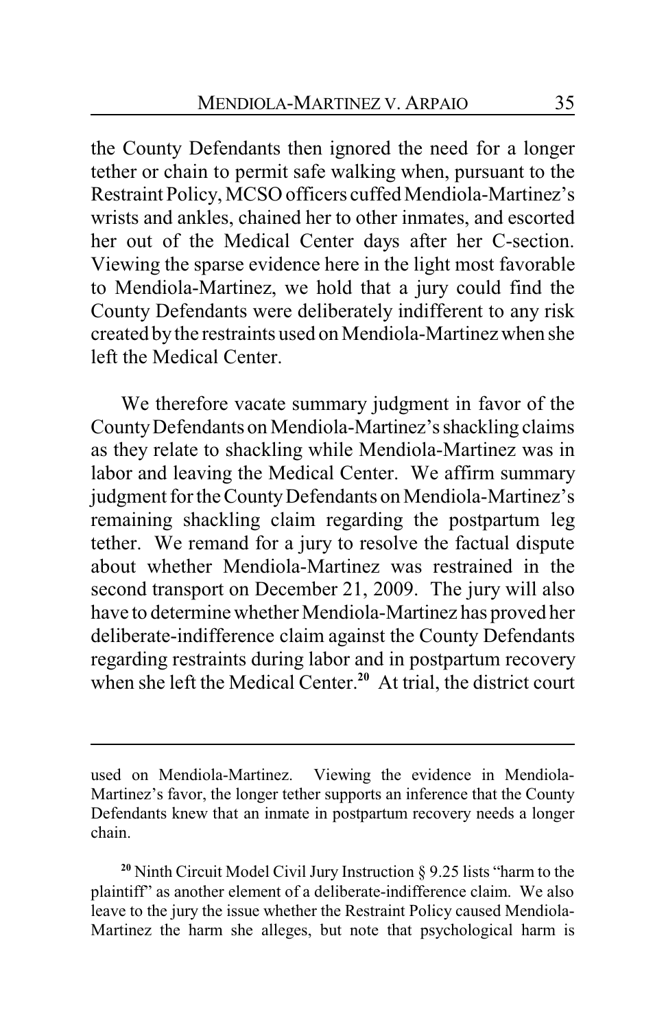the County Defendants then ignored the need for a longer tether or chain to permit safe walking when, pursuant to the Restraint Policy, MCSO officers cuffed Mendiola-Martinez's wrists and ankles, chained her to other inmates, and escorted her out of the Medical Center days after her C-section. Viewing the sparse evidence here in the light most favorable to Mendiola-Martinez, we hold that a jury could find the County Defendants were deliberately indifferent to any risk created by the restraints used on Mendiola-Martinez when she left the Medical Center.

We therefore vacate summary judgment in favor of the County Defendants on Mendiola-Martinez's shackling claims as they relate to shackling while Mendiola-Martinez was in labor and leaving the Medical Center. We affirm summary judgment for the County Defendants on Mendiola-Martinez's remaining shackling claim regarding the postpartum leg tether. We remand for a jury to resolve the factual dispute about whether Mendiola-Martinez was restrained in the second transport on December 21, 2009. The jury will also have to determine whether Mendiola-Martinez has proved her deliberate-indifference claim against the County Defendants regarding restraints during labor and in postpartum recovery when she left the Medical Center.[20] At trial, the district court

---

used on Mendiola-Martinez. Viewing the evidence in Mendiola-Martinez's favor, the longer tether supports an inference that the County Defendants knew that an inmate in postpartum recovery needs a longer chain.

[20] Ninth Circuit Model Civil Jury Instruction § 9.25 lists "harm to the plaintiff" as another element of a deliberate-indifference claim. We also leave to the jury the issue whether the Restraint Policy caused Mendiola-Martinez the harm she alleges, but note that psychological harm is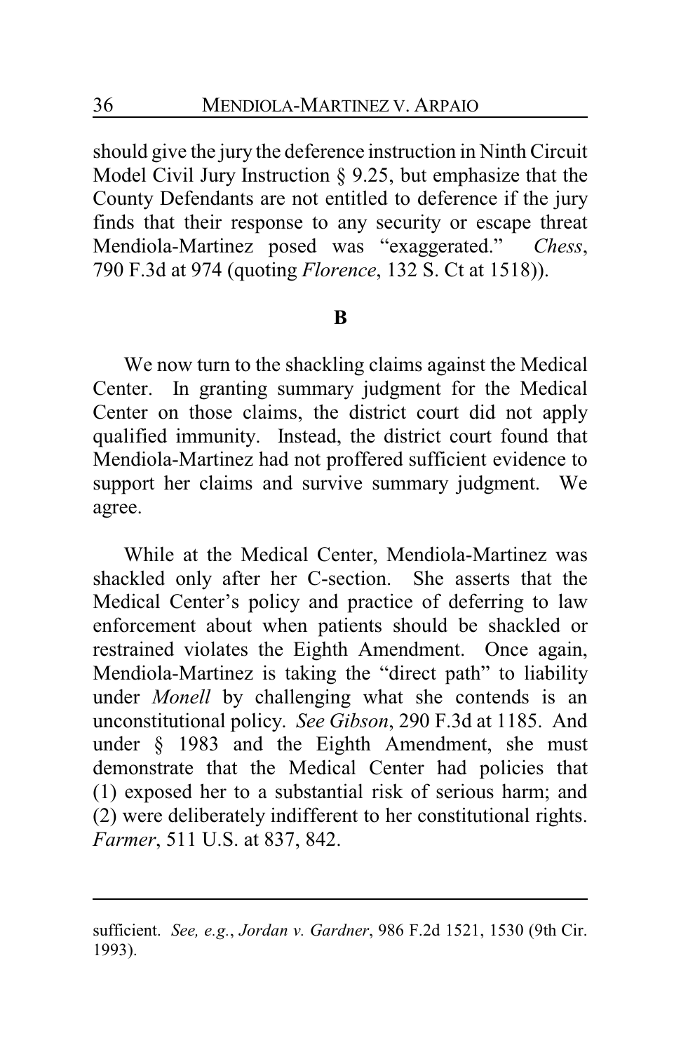should give the jury the deference instruction in Ninth Circuit Model Civil Jury Instruction § 9.25, but emphasize that the County Defendants are not entitled to deference if the jury finds that their response to any security or escape threat Mendiola-Martinez posed was "exaggerated." *Chess*, 790 F.3d at 974 (quoting *Florence*, 132 S. Ct at 1518)).

**B**

We now turn to the shackling claims against the Medical Center. In granting summary judgment for the Medical Center on those claims, the district court did not apply qualified immunity. Instead, the district court found that Mendiola-Martinez had not proffered sufficient evidence to support her claims and survive summary judgment. We agree.

While at the Medical Center, Mendiola-Martinez was shackled only after her C-section. She asserts that the Medical Center's policy and practice of deferring to law enforcement about when patients should be shackled or restrained violates the Eighth Amendment. Once again, Mendiola-Martinez is taking the "direct path" to liability under *Monell* by challenging what she contends is an unconstitutional policy. *See Gibson*, 290 F.3d at 1185. And under § 1983 and the Eighth Amendment, she must demonstrate that the Medical Center had policies that (1) exposed her to a substantial risk of serious harm; and (2) were deliberately indifferent to her constitutional rights. *Farmer*, 511 U.S. at 837, 842.

---

sufficient. *See, e.g.*, *Jordan v. Gardner*, 986 F.2d 1521, 1530 (9th Cir. 1993).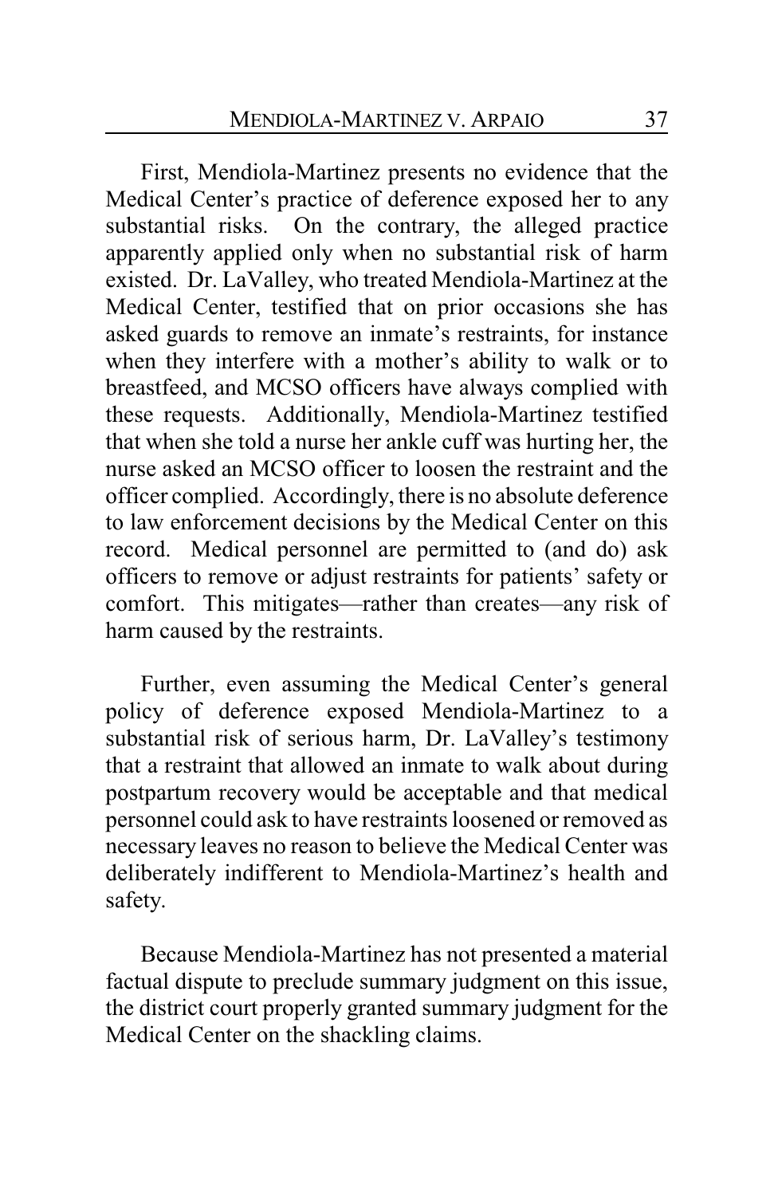First, Mendiola-Martinez presents no evidence that the Medical Center's practice of deference exposed her to any substantial risks. On the contrary, the alleged practice apparently applied only when no substantial risk of harm existed. Dr. LaValley, who treated Mendiola-Martinez at the Medical Center, testified that on prior occasions she has asked guards to remove an inmate's restraints, for instance when they interfere with a mother's ability to walk or to breastfeed, and MCSO officers have always complied with these requests. Additionally, Mendiola-Martinez testified that when she told a nurse her ankle cuff was hurting her, the nurse asked an MCSO officer to loosen the restraint and the officer complied. Accordingly, there is no absolute deference to law enforcement decisions by the Medical Center on this record. Medical personnel are permitted to (and do) ask officers to remove or adjust restraints for patients' safety or comfort. This mitigates—rather than creates—any risk of harm caused by the restraints.

Further, even assuming the Medical Center's general policy of deference exposed Mendiola-Martinez to a substantial risk of serious harm, Dr. LaValley's testimony that a restraint that allowed an inmate to walk about during postpartum recovery would be acceptable and that medical personnel could ask to have restraints loosened or removed as necessary leaves no reason to believe the Medical Center was deliberately indifferent to Mendiola-Martinez's health and safety.

Because Mendiola-Martinez has not presented a material factual dispute to preclude summary judgment on this issue, the district court properly granted summary judgment for the Medical Center on the shackling claims.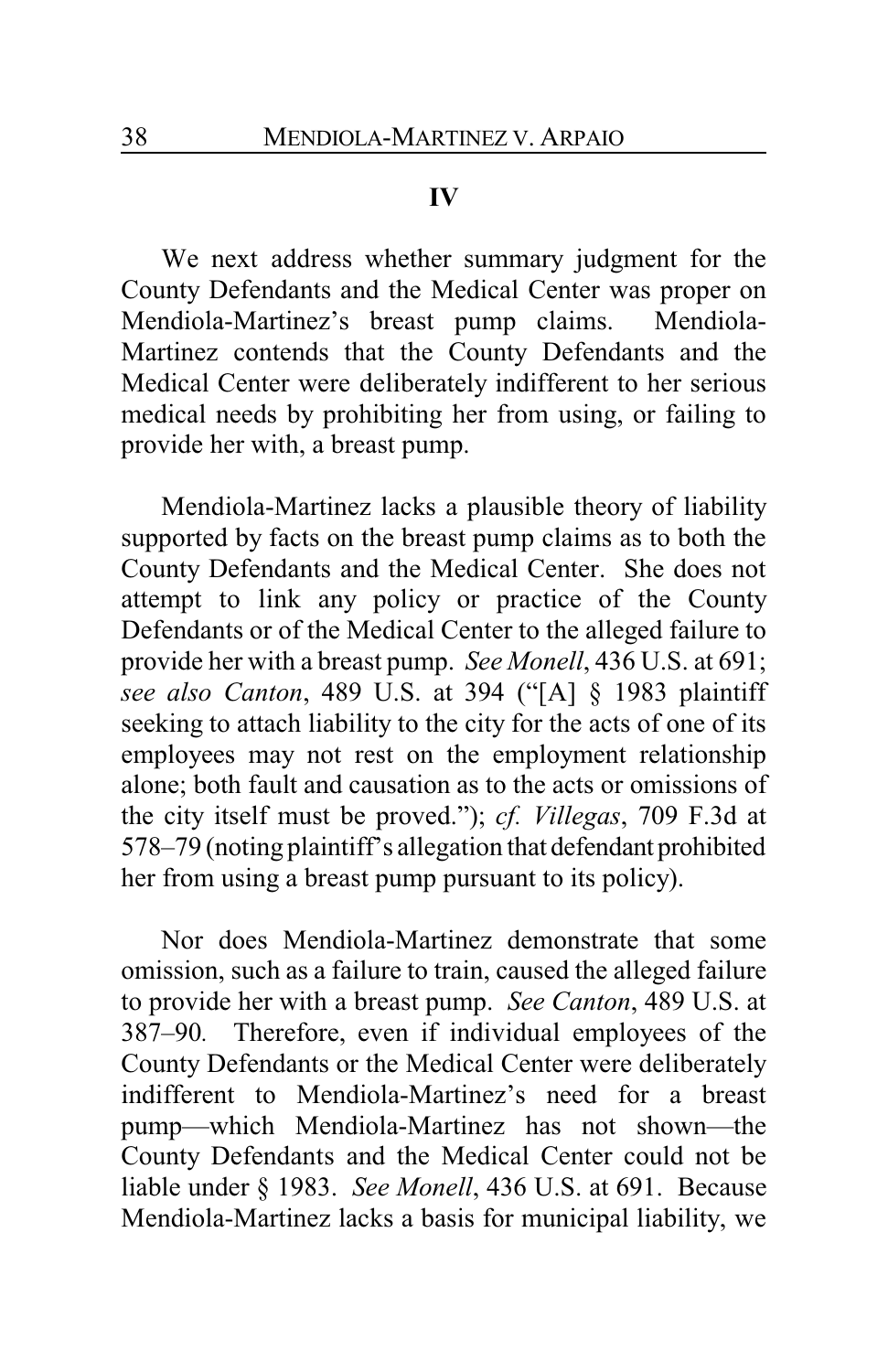## IV

We next address whether summary judgment for the County Defendants and the Medical Center was proper on Mendiola-Martinez's breast pump claims. Mendiola-Martinez contends that the County Defendants and the Medical Center were deliberately indifferent to her serious medical needs by prohibiting her from using, or failing to provide her with, a breast pump.

Mendiola-Martinez lacks a plausible theory of liability supported by facts on the breast pump claims as to both the County Defendants and the Medical Center. She does not attempt to link any policy or practice of the County Defendants or of the Medical Center to the alleged failure to provide her with a breast pump. *See Monell*, 436 U.S. at 691; *see also Canton*, 489 U.S. at 394 ("[A] § 1983 plaintiff seeking to attach liability to the city for the acts of one of its employees may not rest on the employment relationship alone; both fault and causation as to the acts or omissions of the city itself must be proved."); *cf. Villegas*, 709 F.3d at 578–79 (noting plaintiff's allegation that defendant prohibited her from using a breast pump pursuant to its policy).

Nor does Mendiola-Martinez demonstrate that some omission, such as a failure to train, caused the alleged failure to provide her with a breast pump. *See Canton*, 489 U.S. at 387–90. Therefore, even if individual employees of the County Defendants or the Medical Center were deliberately indifferent to Mendiola-Martinez's need for a breast pump—which Mendiola-Martinez has not shown—the County Defendants and the Medical Center could not be liable under § 1983. *See Monell*, 436 U.S. at 691. Because Mendiola-Martinez lacks a basis for municipal liability, we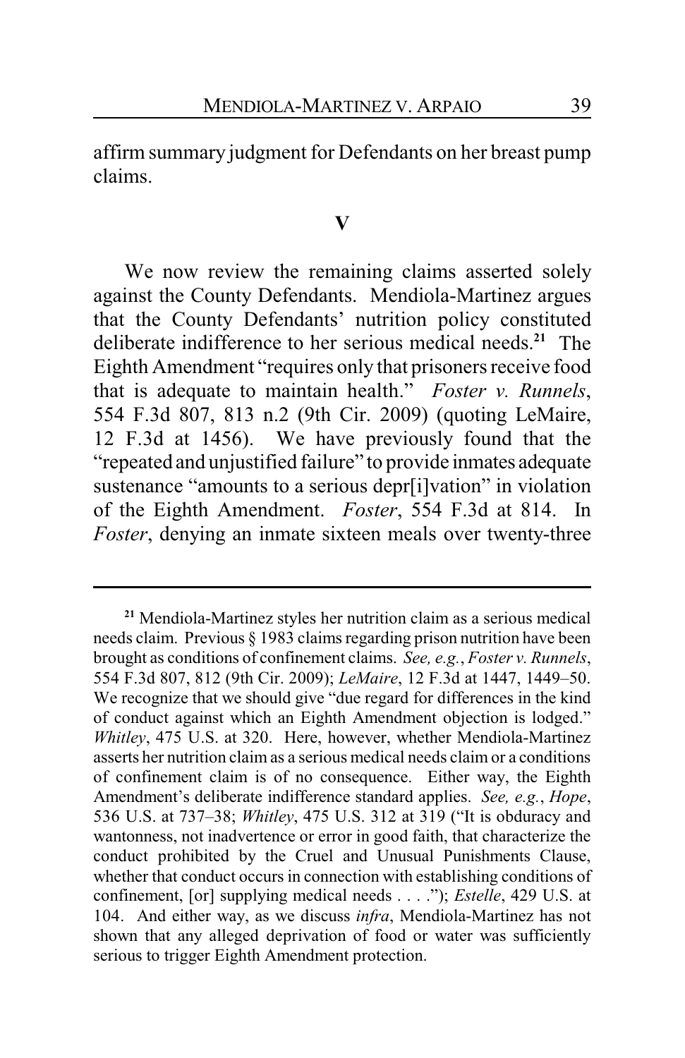affirm summary judgment for Defendants on her breast pump claims.

## V

We now review the remaining claims asserted solely against the County Defendants. Mendiola-Martinez argues that the County Defendants' nutrition policy constituted deliberate indifference to her serious medical needs.[21] The Eighth Amendment "requires only that prisoners receive food that is adequate to maintain health." *Foster v. Runnels*, 554 F.3d 807, 813 n.2 (9th Cir. 2009) (quoting LeMaire, 12 F.3d at 1456). We have previously found that the "repeated and unjustified failure" to provide inmates adequate sustenance "amounts to a serious depr[i]vation" in violation of the Eighth Amendment. *Foster*, 554 F.3d at 814. In *Foster*, denying an inmate sixteen meals over twenty-three

---

[21] Mendiola-Martinez styles her nutrition claim as a serious medical needs claim. Previous § 1983 claims regarding prison nutrition have been brought as conditions of confinement claims. *See, e.g.*, *Foster v. Runnels*, 554 F.3d 807, 812 (9th Cir. 2009); *LeMaire*, 12 F.3d at 1447, 1449–50. We recognize that we should give "due regard for differences in the kind of conduct against which an Eighth Amendment objection is lodged." *Whitley*, 475 U.S. at 320. Here, however, whether Mendiola-Martinez asserts her nutrition claim as a serious medical needs claim or a conditions of confinement claim is of no consequence. Either way, the Eighth Amendment's deliberate indifference standard applies. *See, e.g.*, *Hope*, 536 U.S. at 737–38; *Whitley*, 475 U.S. 312 at 319 ("It is obduracy and wantonness, not inadvertence or error in good faith, that characterize the conduct prohibited by the Cruel and Unusual Punishments Clause, whether that conduct occurs in connection with establishing conditions of confinement, [or] supplying medical needs . . . ."); *Estelle*, 429 U.S. at 104. And either way, as we discuss *infra*, Mendiola-Martinez has not shown that any alleged deprivation of food or water was sufficiently serious to trigger Eighth Amendment protection.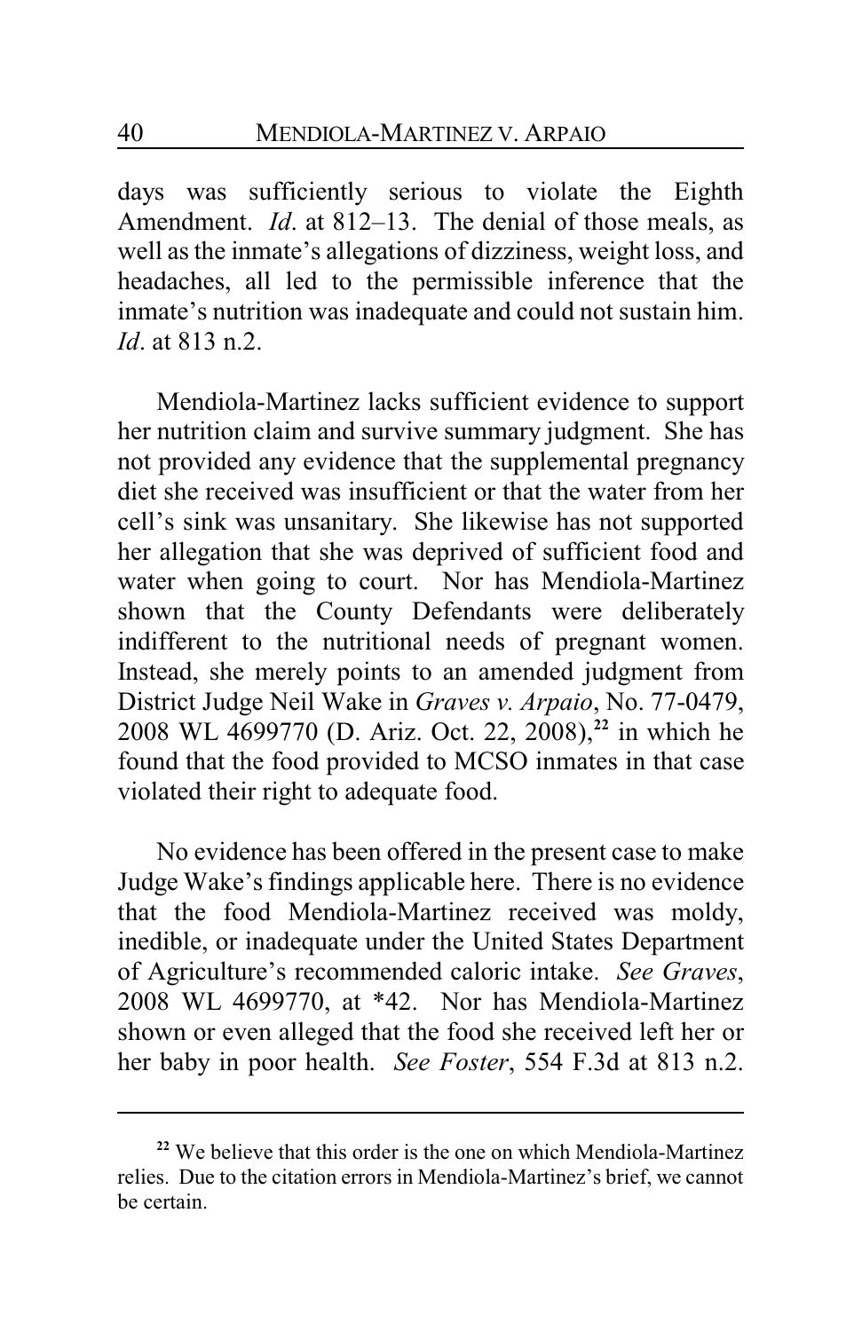days was sufficiently serious to violate the Eighth Amendment. *Id*. at 812–13. The denial of those meals, as well as the inmate's allegations of dizziness, weight loss, and headaches, all led to the permissible inference that the inmate's nutrition was inadequate and could not sustain him. *Id*. at 813 n.2.

Mendiola-Martinez lacks sufficient evidence to support her nutrition claim and survive summary judgment. She has not provided any evidence that the supplemental pregnancy diet she received was insufficient or that the water from her cell's sink was unsanitary. She likewise has not supported her allegation that she was deprived of sufficient food and water when going to court. Nor has Mendiola-Martinez shown that the County Defendants were deliberately indifferent to the nutritional needs of pregnant women. Instead, she merely points to an amended judgment from District Judge Neil Wake in *Graves v. Arpaio*, No. 77-0479, 2008 WL 4699770 (D. Ariz. Oct. 22, 2008),[22] in which he found that the food provided to MCSO inmates in that case violated their right to adequate food.

No evidence has been offered in the present case to make Judge Wake's findings applicable here. There is no evidence that the food Mendiola-Martinez received was moldy, inedible, or inadequate under the United States Department of Agriculture's recommended caloric intake. *See Graves*, 2008 WL 4699770, at *42. Nor has Mendiola-Martinez shown or even alleged that the food she received left her or her baby in poor health. *See Foster*, 554 F.3d at 813 n.2.

---

[22] We believe that this order is the one on which Mendiola-Martinez relies. Due to the citation errors in Mendiola-Martinez's brief, we cannot be certain.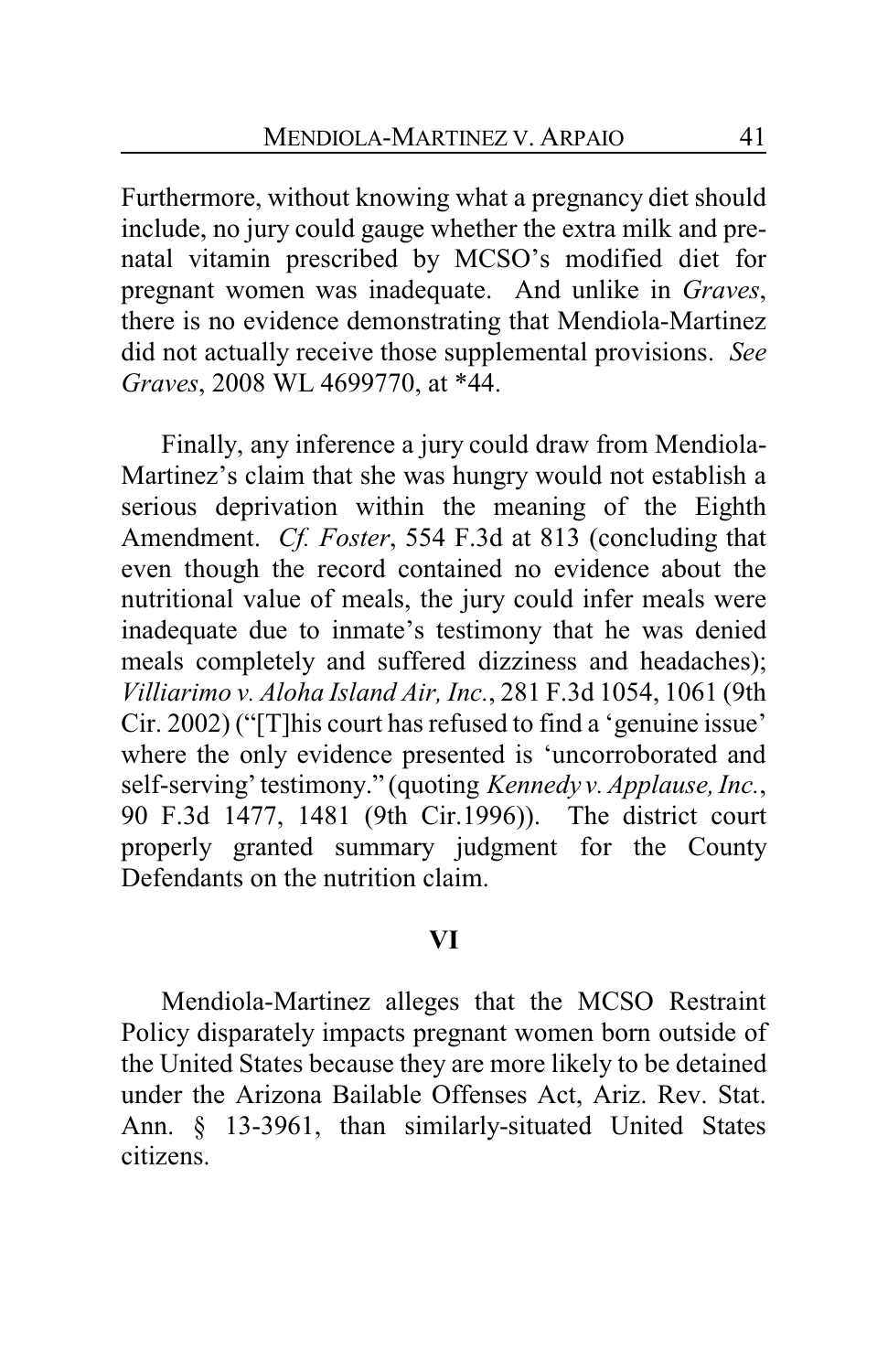Furthermore, without knowing what a pregnancy diet should include, no jury could gauge whether the extra milk and pre-natal vitamin prescribed by MCSO's modified diet for pregnant women was inadequate. And unlike in *Graves*, there is no evidence demonstrating that Mendiola-Martinez did not actually receive those supplemental provisions. *See Graves*, 2008 WL 4699770, at *44.

Finally, any inference a jury could draw from Mendiola-Martinez's claim that she was hungry would not establish a serious deprivation within the meaning of the Eighth Amendment. *Cf. Foster*, 554 F.3d at 813 (concluding that even though the record contained no evidence about the nutritional value of meals, the jury could infer meals were inadequate due to inmate's testimony that he was denied meals completely and suffered dizziness and headaches); *Villiarimo v. Aloha Island Air, Inc.*, 281 F.3d 1054, 1061 (9th Cir. 2002) ("[T]his court has refused to find a 'genuine issue' where the only evidence presented is 'uncorroborated and self-serving' testimony." (quoting *Kennedy v. Applause, Inc.*, 90 F.3d 1477, 1481 (9th Cir.1996)). The district court properly granted summary judgment for the County Defendants on the nutrition claim.

## VI

Mendiola-Martinez alleges that the MCSO Restraint Policy disparately impacts pregnant women born outside of the United States because they are more likely to be detained under the Arizona Bailable Offenses Act, Ariz. Rev. Stat. Ann. § 13-3961, than similarly-situated United States citizens.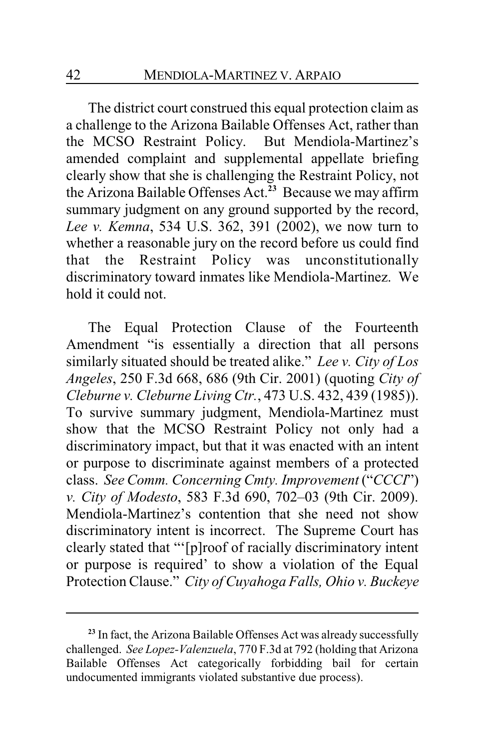The district court construed this equal protection claim as a challenge to the Arizona Bailable Offenses Act, rather than the MCSO Restraint Policy. But Mendiola-Martinez's amended complaint and supplemental appellate briefing clearly show that she is challenging the Restraint Policy, not the Arizona Bailable Offenses Act.[23] Because we may affirm summary judgment on any ground supported by the record, *Lee v. Kemna*, 534 U.S. 362, 391 (2002), we now turn to whether a reasonable jury on the record before us could find that the Restraint Policy was unconstitutionally discriminatory toward inmates like Mendiola-Martinez. We hold it could not.

The Equal Protection Clause of the Fourteenth Amendment "is essentially a direction that all persons similarly situated should be treated alike." *Lee v. City of Los Angeles*, 250 F.3d 668, 686 (9th Cir. 2001) (quoting *City of Cleburne v. Cleburne Living Ctr.*, 473 U.S. 432, 439 (1985)). To survive summary judgment, Mendiola-Martinez must show that the MCSO Restraint Policy not only had a discriminatory impact, but that it was enacted with an intent or purpose to discriminate against members of a protected class. *See Comm. Concerning Cmty. Improvement* ("*CCCI*") *v. City of Modesto*, 583 F.3d 690, 702–03 (9th Cir. 2009). Mendiola-Martinez's contention that she need not show discriminatory intent is incorrect. The Supreme Court has clearly stated that "'[p]roof of racially discriminatory intent or purpose is required' to show a violation of the Equal Protection Clause." *City of Cuyahoga Falls, Ohio v. Buckeye*

---

[23] In fact, the Arizona Bailable Offenses Act was already successfully challenged. *See Lopez-Valenzuela*, 770 F.3d at 792 (holding that Arizona Bailable Offenses Act categorically forbidding bail for certain undocumented immigrants violated substantive due process).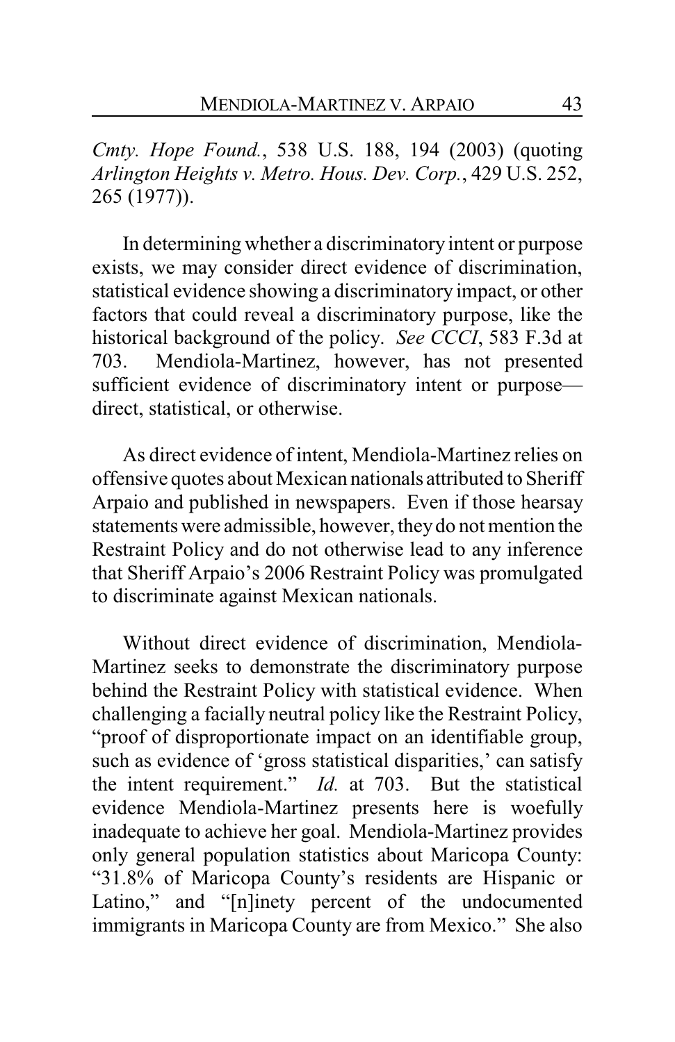*Cmty. Hope Found.*, 538 U.S. 188, 194 (2003) (quoting *Arlington Heights v. Metro. Hous. Dev. Corp.*, 429 U.S. 252, 265 (1977)).

In determining whether a discriminatory intent or purpose exists, we may consider direct evidence of discrimination, statistical evidence showing a discriminatory impact, or other factors that could reveal a discriminatory purpose, like the historical background of the policy. *See CCCI*, 583 F.3d at 703. Mendiola-Martinez, however, has not presented sufficient evidence of discriminatory intent or purpose—direct, statistical, or otherwise.

As direct evidence of intent, Mendiola-Martinez relies on offensive quotes about Mexican nationals attributed to Sheriff Arpaio and published in newspapers. Even if those hearsay statements were admissible, however, they do not mention the Restraint Policy and do not otherwise lead to any inference that Sheriff Arpaio's 2006 Restraint Policy was promulgated to discriminate against Mexican nationals.

Without direct evidence of discrimination, Mendiola-Martinez seeks to demonstrate the discriminatory purpose behind the Restraint Policy with statistical evidence. When challenging a facially neutral policy like the Restraint Policy, "proof of disproportionate impact on an identifiable group, such as evidence of 'gross statistical disparities,' can satisfy the intent requirement." *Id.* at 703. But the statistical evidence Mendiola-Martinez presents here is woefully inadequate to achieve her goal. Mendiola-Martinez provides only general population statistics about Maricopa County: "31.8% of Maricopa County's residents are Hispanic or Latino," and "[n]inety percent of the undocumented immigrants in Maricopa County are from Mexico." She also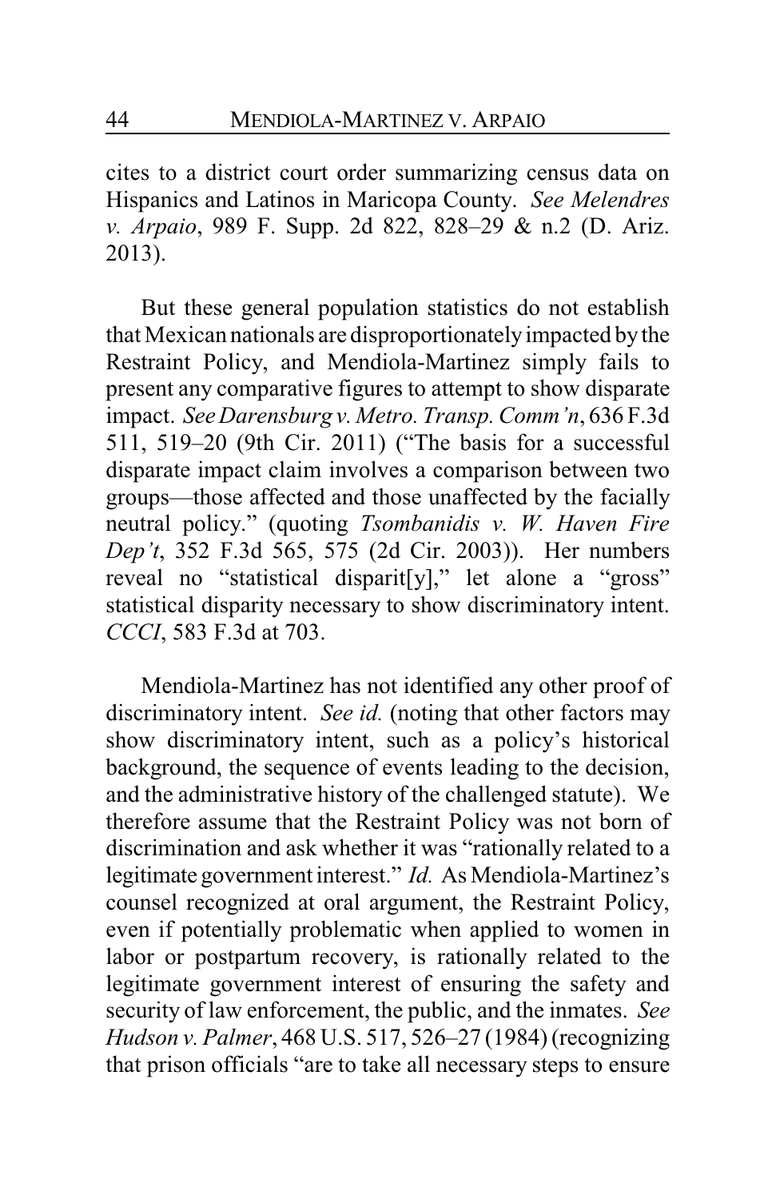cites to a district court order summarizing census data on Hispanics and Latinos in Maricopa County. *See Melendres v. Arpaio*, 989 F. Supp. 2d 822, 828–29 & n.2 (D. Ariz. 2013).

But these general population statistics do not establish that Mexican nationals are disproportionately impacted by the Restraint Policy, and Mendiola-Martinez simply fails to present any comparative figures to attempt to show disparate impact. *See Darensburg v. Metro. Transp. Comm'n*, 636 F.3d 511, 519–20 (9th Cir. 2011) ("The basis for a successful disparate impact claim involves a comparison between two groups—those affected and those unaffected by the facially neutral policy." (quoting *Tsombanidis v. W. Haven Fire Dep't*, 352 F.3d 565, 575 (2d Cir. 2003)). Her numbers reveal no "statistical disparit[y]," let alone a "gross" statistical disparity necessary to show discriminatory intent. *CCCI*, 583 F.3d at 703.

Mendiola-Martinez has not identified any other proof of discriminatory intent. *See id.* (noting that other factors may show discriminatory intent, such as a policy's historical background, the sequence of events leading to the decision, and the administrative history of the challenged statute). We therefore assume that the Restraint Policy was not born of discrimination and ask whether it was "rationally related to a legitimate government interest." *Id.* As Mendiola-Martinez's counsel recognized at oral argument, the Restraint Policy, even if potentially problematic when applied to women in labor or postpartum recovery, is rationally related to the legitimate government interest of ensuring the safety and security of law enforcement, the public, and the inmates. *See Hudson v. Palmer*, 468 U.S. 517, 526–27 (1984) (recognizing that prison officials "are to take all necessary steps to ensure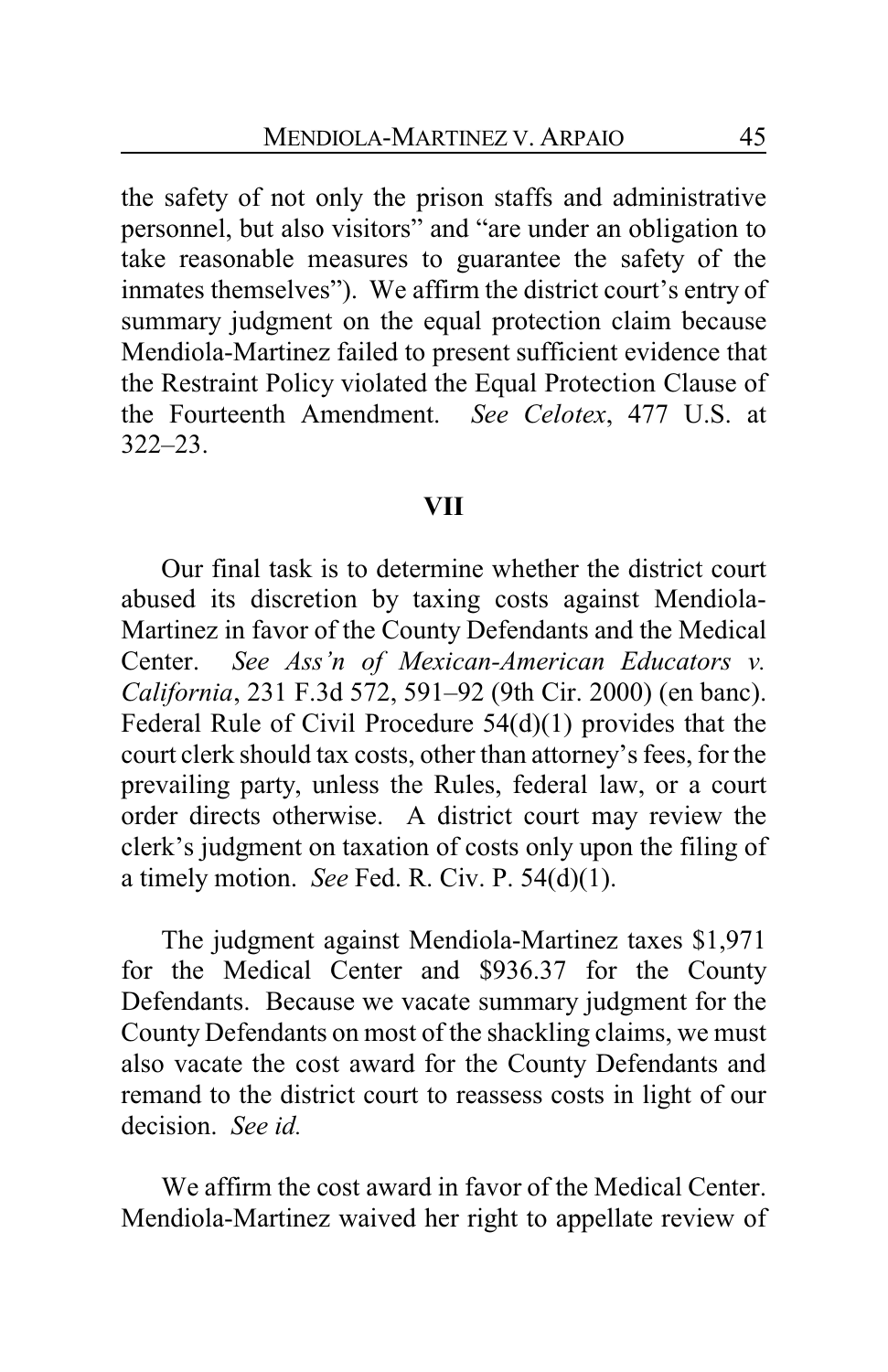the safety of not only the prison staffs and administrative personnel, but also visitors" and "are under an obligation to take reasonable measures to guarantee the safety of the inmates themselves"). We affirm the district court's entry of summary judgment on the equal protection claim because Mendiola-Martinez failed to present sufficient evidence that the Restraint Policy violated the Equal Protection Clause of the Fourteenth Amendment. *See Celotex*, 477 U.S. at 322–23.

## VII

Our final task is to determine whether the district court abused its discretion by taxing costs against Mendiola-Martinez in favor of the County Defendants and the Medical Center. *See Ass'n of Mexican-American Educators v. California*, 231 F.3d 572, 591–92 (9th Cir. 2000) (en banc). Federal Rule of Civil Procedure 54(d)(1) provides that the court clerk should tax costs, other than attorney's fees, for the prevailing party, unless the Rules, federal law, or a court order directs otherwise. A district court may review the clerk's judgment on taxation of costs only upon the filing of a timely motion. *See* Fed. R. Civ. P. 54(d)(1).

The judgment against Mendiola-Martinez taxes $1,971 for the Medical Center and $936.37 for the County Defendants. Because we vacate summary judgment for the County Defendants on most of the shackling claims, we must also vacate the cost award for the County Defendants and remand to the district court to reassess costs in light of our decision. *See id.*

We affirm the cost award in favor of the Medical Center. Mendiola-Martinez waived her right to appellate review of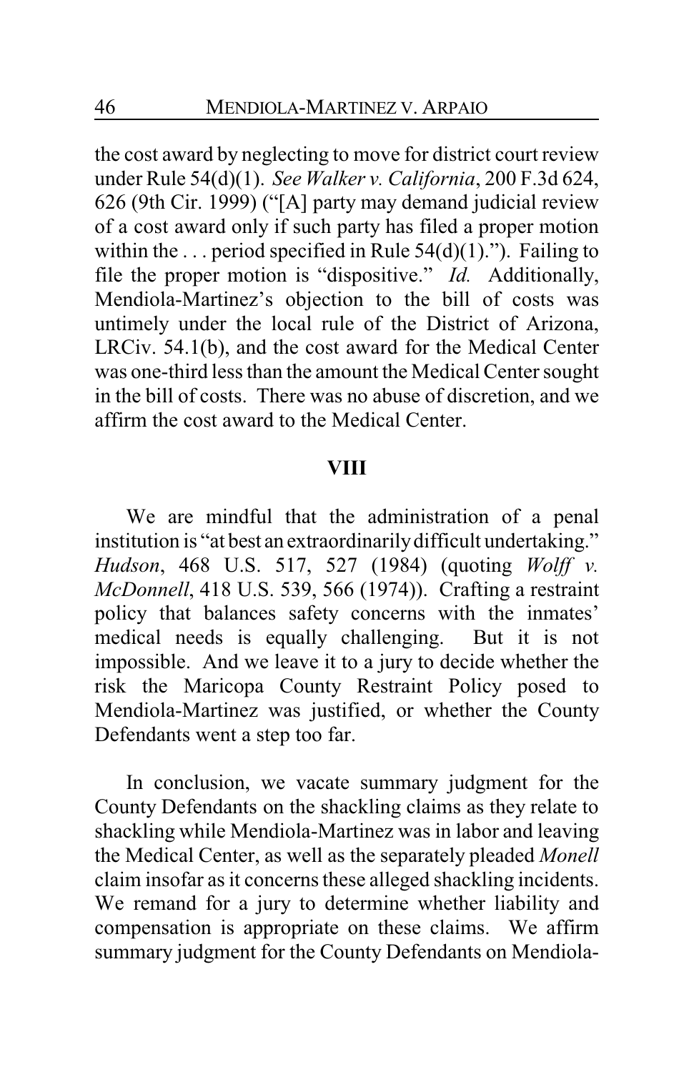the cost award by neglecting to move for district court review under Rule 54(d)(1). *See Walker v. California*, 200 F.3d 624, 626 (9th Cir. 1999) ("[A] party may demand judicial review of a cost award only if such party has filed a proper motion within the . . . period specified in Rule 54(d)(1)."). Failing to file the proper motion is "dispositive." *Id.* Additionally, Mendiola-Martinez's objection to the bill of costs was untimely under the local rule of the District of Arizona, LRCiv. 54.1(b), and the cost award for the Medical Center was one-third less than the amount the Medical Center sought in the bill of costs. There was no abuse of discretion, and we affirm the cost award to the Medical Center.

## VIII

We are mindful that the administration of a penal institution is "at best an extraordinarily difficult undertaking." *Hudson*, 468 U.S. 517, 527 (1984) (quoting *Wolff v. McDonnell*, 418 U.S. 539, 566 (1974)). Crafting a restraint policy that balances safety concerns with the inmates' medical needs is equally challenging. But it is not impossible. And we leave it to a jury to decide whether the risk the Maricopa County Restraint Policy posed to Mendiola-Martinez was justified, or whether the County Defendants went a step too far.

In conclusion, we vacate summary judgment for the County Defendants on the shackling claims as they relate to shackling while Mendiola-Martinez was in labor and leaving the Medical Center, as well as the separately pleaded *Monell* claim insofar as it concerns these alleged shackling incidents. We remand for a jury to determine whether liability and compensation is appropriate on these claims. We affirm summary judgment for the County Defendants on Mendiola-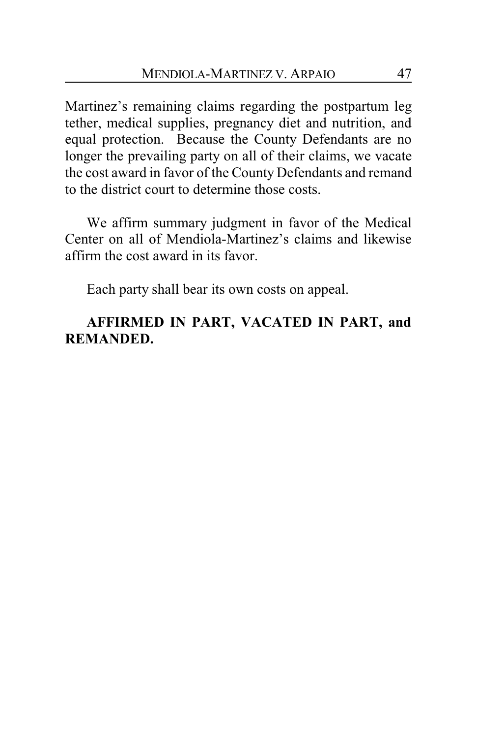Martinez's remaining claims regarding the postpartum leg tether, medical supplies, pregnancy diet and nutrition, and equal protection. Because the County Defendants are no longer the prevailing party on all of their claims, we vacate the cost award in favor of the County Defendants and remand to the district court to determine those costs.

We affirm summary judgment in favor of the Medical Center on all of Mendiola-Martinez's claims and likewise affirm the cost award in its favor.

Each party shall bear its own costs on appeal.

**AFFIRMED IN PART, VACATED IN PART, and REMANDED.**